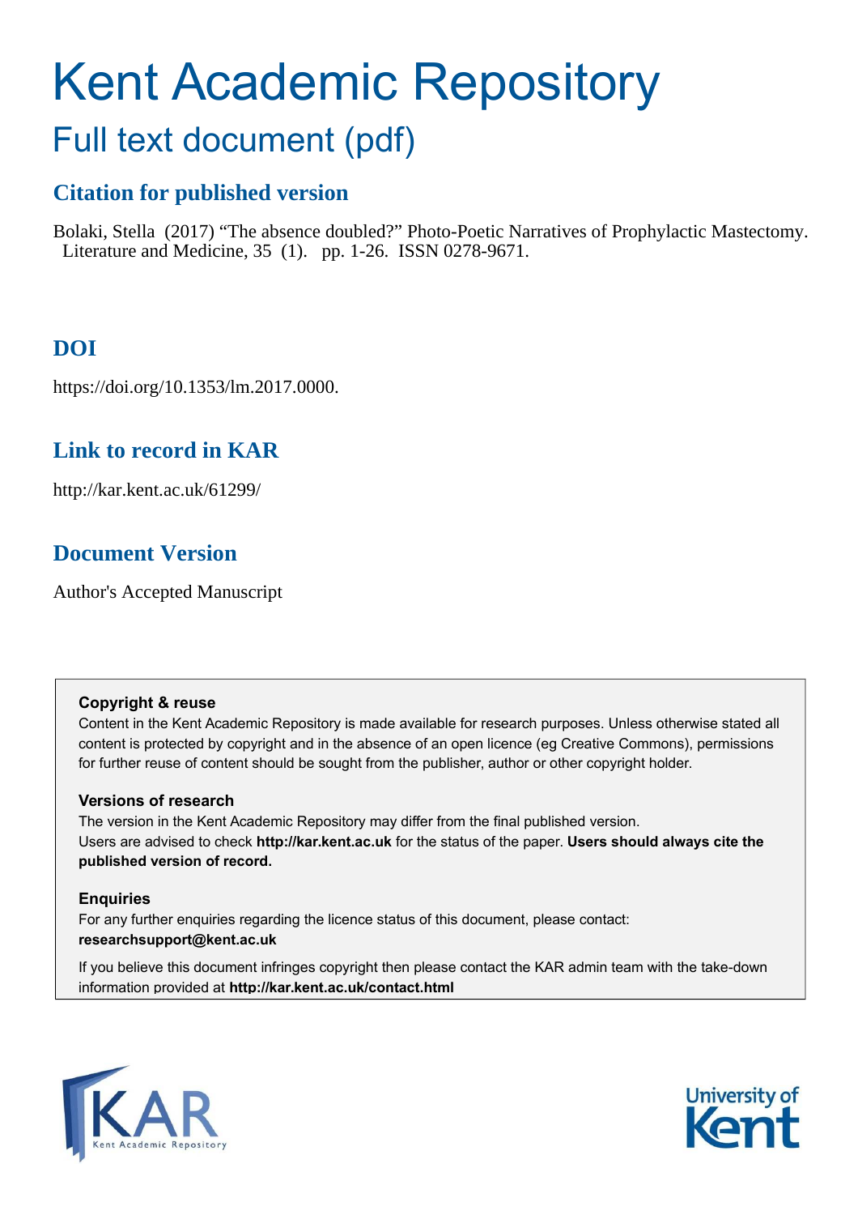# Kent Academic Repository

## Full text document (pdf)

### Citation for published version

Bolaki, Stella (2017) "The absence doubled?" Photo-Poetic Narratives of Prophylactic Mastectomy. Literature and Medicine, 35 (1). pp. 1-26. ISSN 0278-9671.

### DOI

https://doi.org/10.1353/lm.2017.0000.

### Link to record in KAR

http://kar.kent.ac.uk/61299/

### Document Version

Author's Accepted Manuscript

**Copyright & reuse**

Content in the Kent Academic Repository is made available for research purposes. Unless otherwise stated all content is protected by copyright and in the absence of an open licence (eg Creative Commons), permissions for further reuse of content should be sought from the publisher, author or other copyright holder.

**Versions of research**

The version in the Kent Academic Repository may differ from the final published version.
Users are advised to check **http://kar.kent.ac.uk** for the status of the paper. **Users should always cite the published version of record.**

**Enquiries**

For any further enquiries regarding the licence status of this document, please contact:
**researchsupport@kent.ac.uk**

If you believe this document infringes copyright then please contact the KAR admin team with the take-down information provided at **http://kar.kent.ac.uk/contact.html**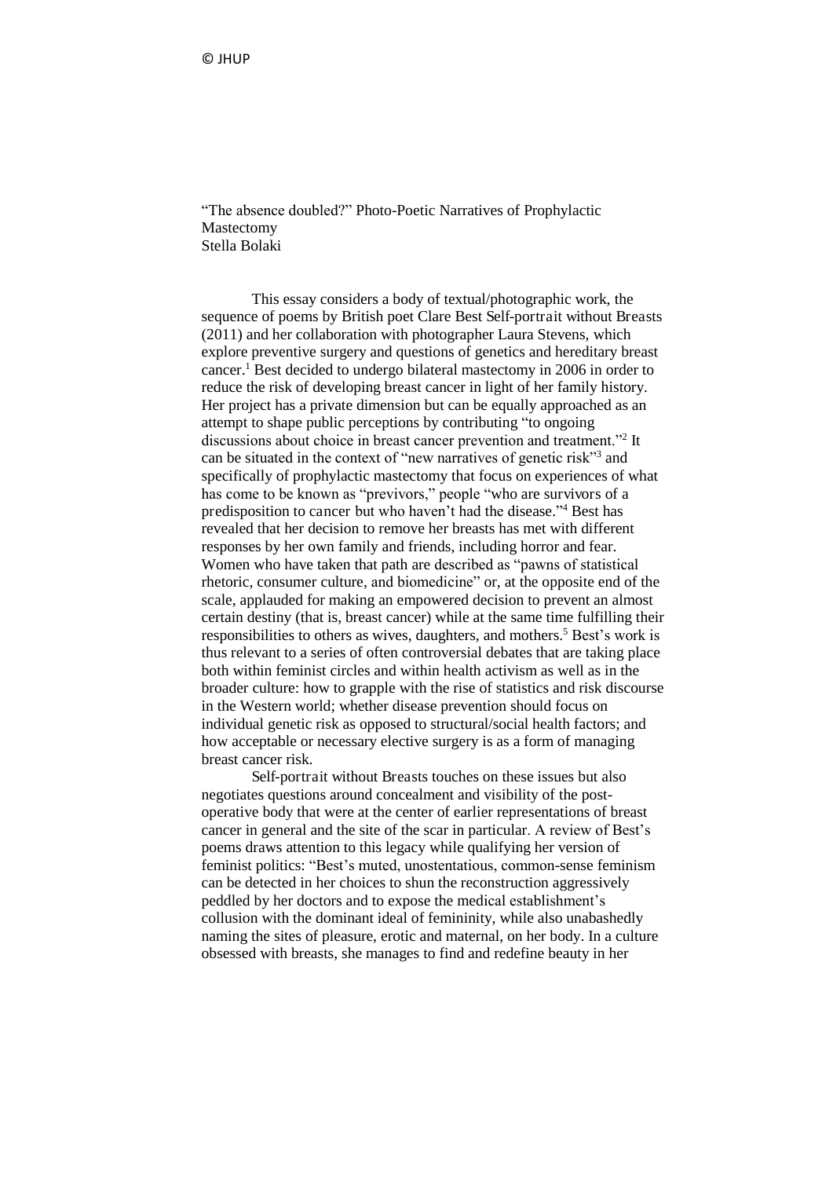"The absence doubled?" Photo-Poetic Narratives of Prophylactic Mastectomy
Stella Bolaki

This essay considers a body of textual/photographic work, the sequence of poems by British poet Clare Best *Self-portrait without Breasts* (2011) and her collaboration with photographer Laura Stevens, which explore preventive surgery and questions of genetics and hereditary breast cancer.[1] Best decided to undergo bilateral mastectomy in 2006 in order to reduce the risk of developing breast cancer in light of her family history. Her project has a private dimension but can be equally approached as an attempt to shape public perceptions by contributing "to ongoing discussions about choice in breast cancer prevention and treatment."[2] It can be situated in the context of "new narratives of genetic risk"[3] and specifically of prophylactic mastectomy that focus on experiences of what has come to be known as "previvors," people "who are survivors of a predisposition to cancer but who haven't had the disease."[4] Best has revealed that her decision to remove her breasts has met with different responses by her own family and friends, including horror and fear. Women who have taken that path are described as "pawns of statistical rhetoric, consumer culture, and biomedicine" or, at the opposite end of the scale, applauded for making an empowered decision to prevent an almost certain destiny (that is, breast cancer) while at the same time fulfilling their responsibilities to others as wives, daughters, and mothers.[5] Best's work is thus relevant to a series of often controversial debates that are taking place both within feminist circles and within health activism as well as in the broader culture: how to grapple with the rise of statistics and risk discourse in the Western world; whether disease prevention should focus on individual genetic risk as opposed to structural/social health factors; and how acceptable or necessary elective surgery is as a form of managing breast cancer risk.

*Self-portrait without Breasts* touches on these issues but also negotiates questions around concealment and visibility of the post-operative body that were at the center of earlier representations of breast cancer in general and the site of the scar in particular. A review of Best's poems draws attention to this legacy while qualifying her version of feminist politics: "Best's muted, unostentatious, common-sense feminism can be detected in her choices to shun the reconstruction aggressively peddled by her doctors and to expose the medical establishment's collusion with the dominant ideal of femininity, while also unabashedly naming the sites of pleasure, erotic and maternal, on her body. In a culture obsessed with breasts, she manages to find and redefine beauty in her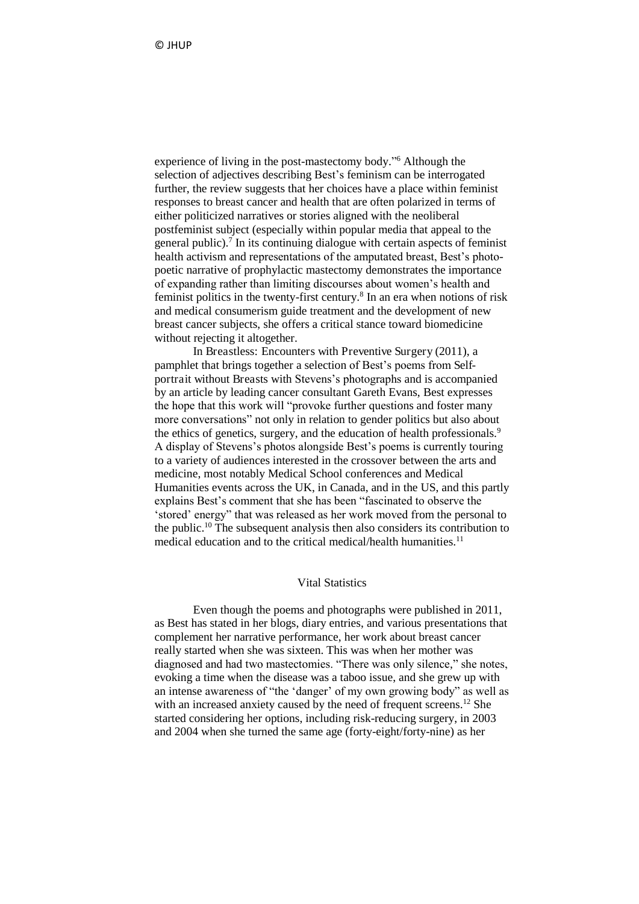experience of living in the post-mastectomy body."[6] Although the selection of adjectives describing Best's feminism can be interrogated further, the review suggests that her choices have a place within feminist responses to breast cancer and health that are often polarized in terms of either politicized narratives or stories aligned with the neoliberal postfeminist subject (especially within popular media that appeal to the general public).[7] In its continuing dialogue with certain aspects of feminist health activism and representations of the amputated breast, Best's photo-poetic narrative of prophylactic mastectomy demonstrates the importance of expanding rather than limiting discourses about women's health and feminist politics in the twenty-first century.[8] In an era when notions of risk and medical consumerism guide treatment and the development of new breast cancer subjects, she offers a critical stance toward biomedicine without rejecting it altogether.

In *Breastless: Encounters with Preventive Surgery* (2011), a pamphlet that brings together a selection of Best's poems from *Self-portrait without Breasts* with Stevens's photographs and is accompanied by an article by leading cancer consultant Gareth Evans, Best expresses the hope that this work will "provoke further questions and foster many more conversations" not only in relation to gender politics but also about the ethics of genetics, surgery, and the education of health professionals.[9] A display of Stevens's photos alongside Best's poems is currently touring to a variety of audiences interested in the crossover between the arts and medicine, most notably Medical School conferences and Medical Humanities events across the UK, in Canada, and in the US, and this partly explains Best's comment that she has been "fascinated to observe the 'stored' energy" that was released as her work moved from the personal to the public.[10] The subsequent analysis then also considers its contribution to medical education and to the critical medical/health humanities.[11]

## Vital Statistics

Even though the poems and photographs were published in 2011, as Best has stated in her blogs, diary entries, and various presentations that complement her narrative performance, her work about breast cancer really started when she was sixteen. This was when her mother was diagnosed and had two mastectomies. "There was only silence," she notes, evoking a time when the disease was a taboo issue, and she grew up with an intense awareness of "the 'danger' of my own growing body" as well as with an increased anxiety caused by the need of frequent screens.[12] She started considering her options, including risk-reducing surgery, in 2003 and 2004 when she turned the same age (forty-eight/forty-nine) as her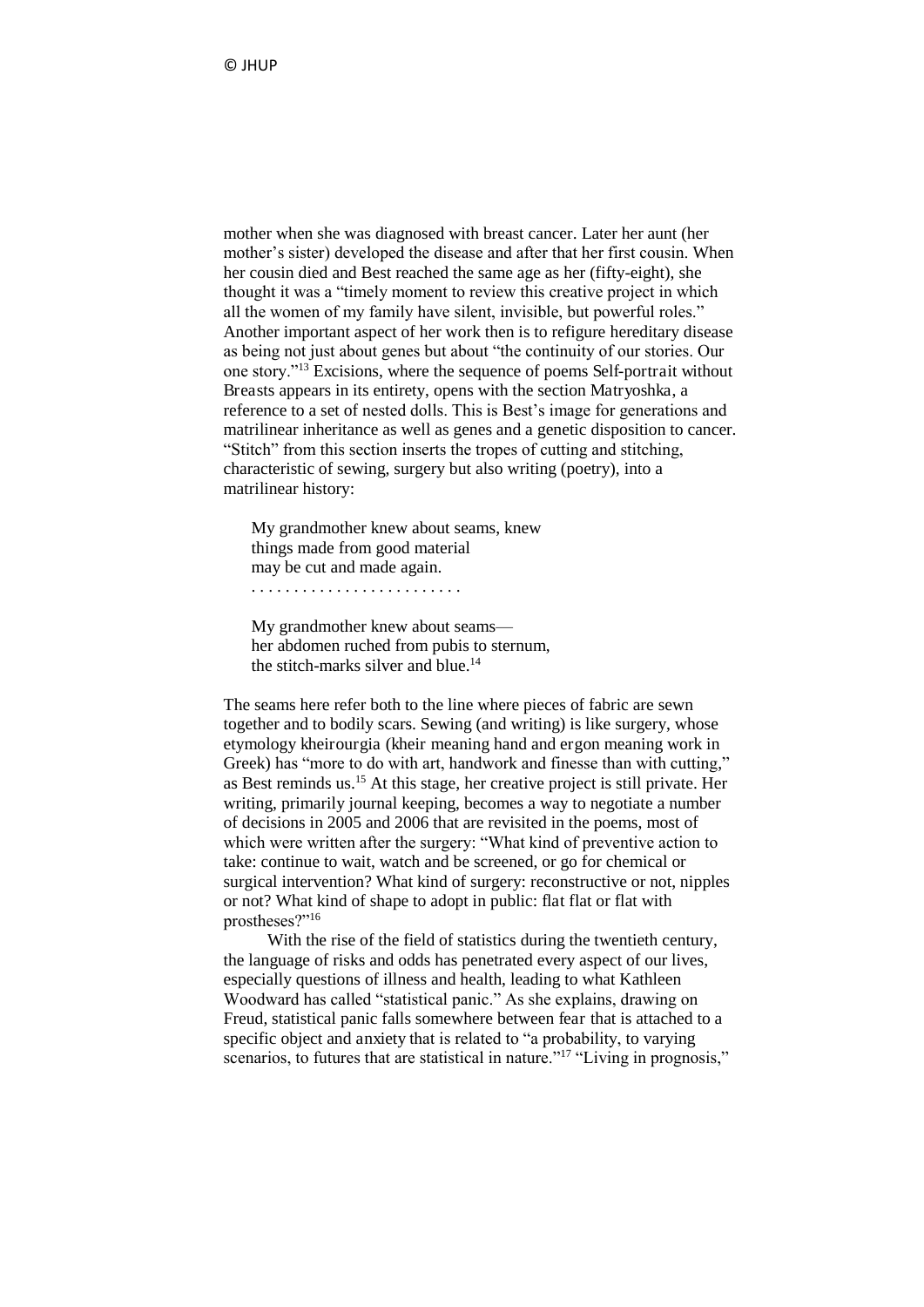mother when she was diagnosed with breast cancer. Later her aunt (her mother's sister) developed the disease and after that her first cousin. When her cousin died and Best reached the same age as her (fifty-eight), she thought it was a "timely moment to review this creative project in which all the women of my family have silent, invisible, but powerful roles." Another important aspect of her work then is to refigure hereditary disease as being not just about genes but about "the continuity of our stories. Our one story."[13] Excisions, where the sequence of poems *Self-portrait without Breasts* appears in its entirety, opens with the section *Matryoshka*, a reference to a set of nested dolls. This is Best's image for generations and matrilinear inheritance as well as genes and a genetic disposition to cancer. "Stitch" from this section inserts the tropes of cutting and stitching, characteristic of sewing, surgery but also writing (poetry), into a matrilinear history:

> My grandmother knew about seams, knew
> things made from good material
> may be cut and made again.
> . . . . . . . . . . . . . . . . . . . . . . . . .
>
> My grandmother knew about seams—
> her abdomen ruched from pubis to sternum,
> the stitch-marks silver and blue.[14]

The seams here refer both to the line where pieces of fabric are sewn together and to bodily scars. Sewing (and writing) is like surgery, whose etymology *kheirourgia* (*kheir* meaning hand and *ergon* meaning work in Greek) has "more to do with art, handwork and finesse than with cutting," as Best reminds us.[15] At this stage, her creative project is still private. Her writing, primarily journal keeping, becomes a way to negotiate a number of decisions in 2005 and 2006 that are revisited in the poems, most of which were written after the surgery: "What kind of preventive action to take: continue to wait, watch and be screened, or go for chemical or surgical intervention? What kind of surgery: reconstructive or not, nipples or not? What kind of shape to adopt in public: flat flat or flat with prostheses?"[16]

With the rise of the field of statistics during the twentieth century, the language of risks and odds has penetrated every aspect of our lives, especially questions of illness and health, leading to what Kathleen Woodward has called "statistical panic." As she explains, drawing on Freud, statistical panic falls somewhere between *fear* that is attached to a specific object and *anxiety* that is related to "a probability, to varying scenarios, to futures that are statistical in nature."[17] "Living in prognosis,"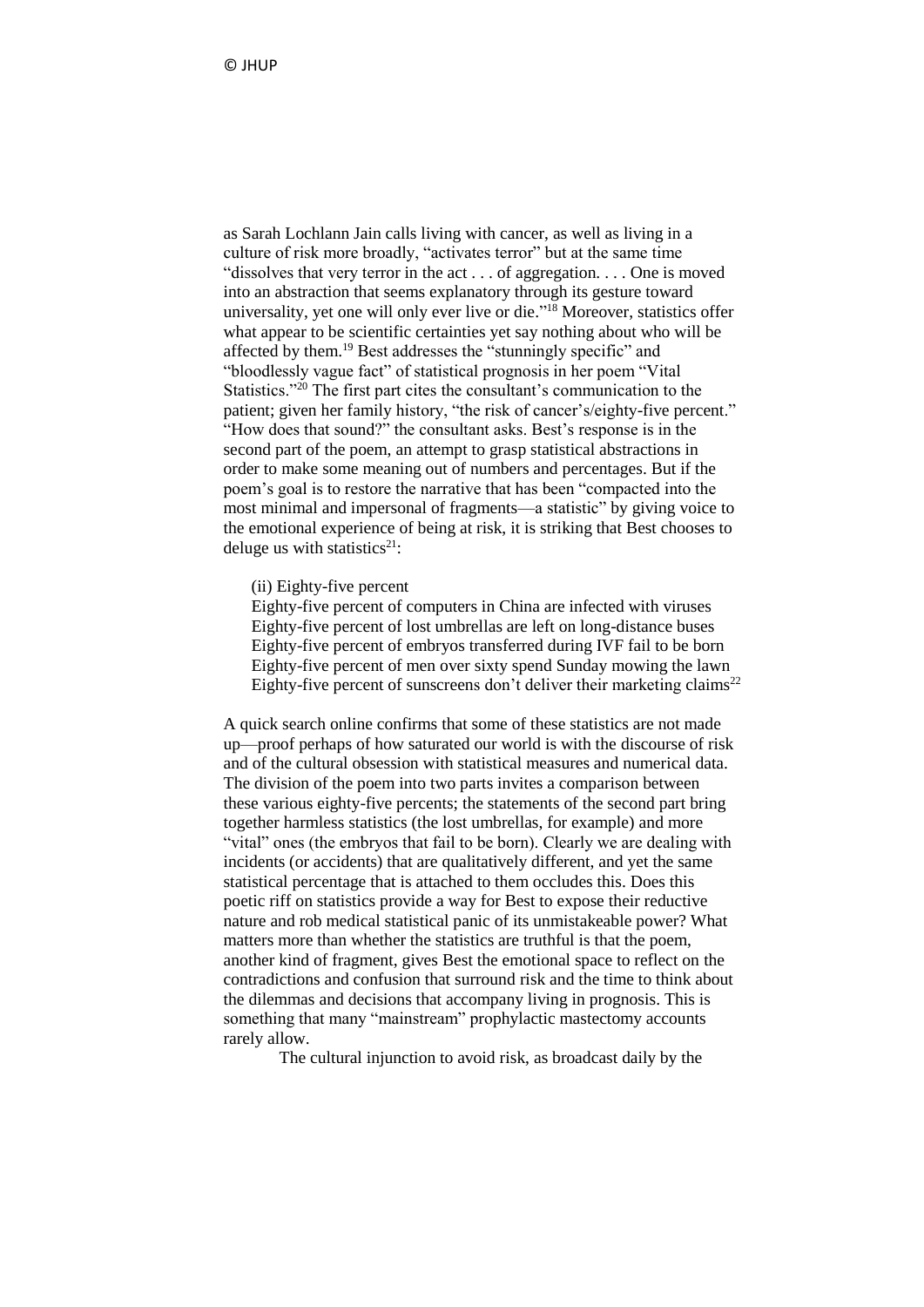as Sarah Lochlann Jain calls living with cancer, as well as living in a culture of risk more broadly, "activates terror" but at the same time "dissolves that very terror in the act . . . of aggregation. . . . One is moved into an abstraction that seems explanatory through its gesture toward universality, yet one will only ever live or die."[18] Moreover, statistics offer what appear to be scientific certainties yet say nothing about who will be affected by them.[19] Best addresses the "stunningly specific" and "bloodlessly vague fact" of statistical prognosis in her poem "Vital Statistics."[20] The first part cites the consultant's communication to the patient; given her family history, "the risk of cancer's/eighty-five percent." "How does that sound?" the consultant asks. Best's response is in the second part of the poem, an attempt to grasp statistical abstractions in order to make some meaning out of numbers and percentages. But if the poem's goal is to restore the narrative that has been "compacted into the most minimal and impersonal of fragments—a statistic" by giving voice to the emotional experience of being at risk, it is striking that Best chooses to deluge us with statistics[21]:

> (ii) Eighty-five percent
> Eighty-five percent of computers in China are infected with viruses
> Eighty-five percent of lost umbrellas are left on long-distance buses
> Eighty-five percent of embryos transferred during IVF fail to be born
> Eighty-five percent of men over sixty spend Sunday mowing the lawn
> Eighty-five percent of sunscreens don't deliver their marketing claims[22]

A quick search online confirms that some of these statistics are not made up—proof perhaps of how saturated our world is with the discourse of risk and of the cultural obsession with statistical measures and numerical data. The division of the poem into two parts invites a comparison between these various eighty-five percents; the statements of the second part bring together harmless statistics (the lost umbrellas, for example) and more "vital" ones (the embryos that fail to be born). Clearly we are dealing with incidents (or accidents) that are qualitatively different, and yet the same statistical percentage that is attached to them occludes this. Does this poetic riff on statistics provide a way for Best to expose their reductive nature and rob medical statistical panic of its unmistakeable power? What matters more than whether the statistics are truthful is that the poem, another kind of fragment, gives Best the emotional space to reflect on the contradictions and confusion that surround risk and the time to think about the dilemmas and decisions that accompany living in prognosis. This is something that many "mainstream" prophylactic mastectomy accounts rarely allow.

The cultural injunction to avoid risk, as broadcast daily by the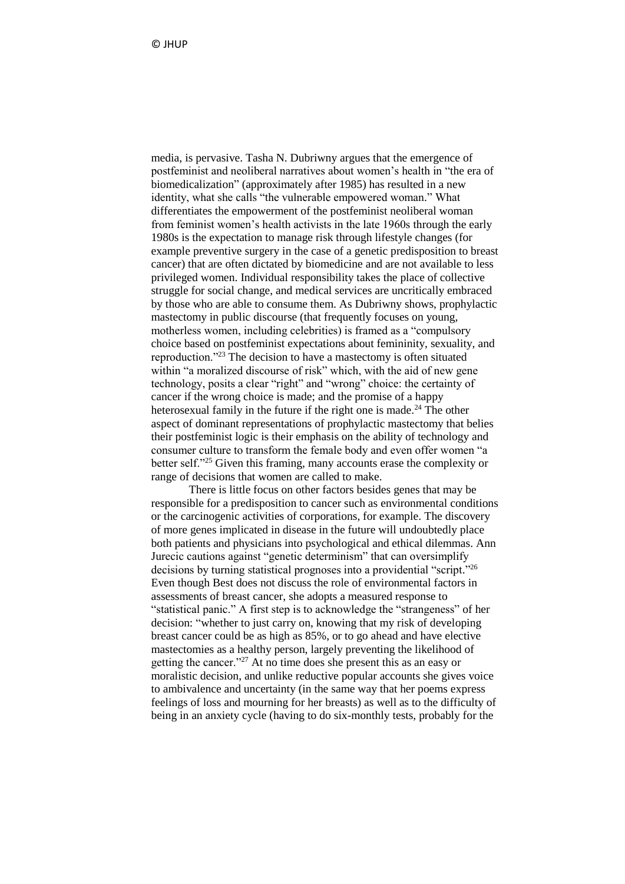media, is pervasive. Tasha N. Dubriwny argues that the emergence of postfeminist and neoliberal narratives about women's health in "the era of biomedicalization" (approximately after 1985) has resulted in a new identity, what she calls "the vulnerable empowered woman." What differentiates the empowerment of the postfeminist neoliberal woman from feminist women's health activists in the late 1960s through the early 1980s is the expectation to manage risk through lifestyle changes (for example preventive surgery in the case of a genetic predisposition to breast cancer) that are often dictated by biomedicine and are not available to less privileged women. Individual responsibility takes the place of collective struggle for social change, and medical services are uncritically embraced by those who are able to consume them. As Dubriwny shows, prophylactic mastectomy in public discourse (that frequently focuses on young, motherless women, including celebrities) is framed as a "compulsory choice based on postfeminist expectations about femininity, sexuality, and reproduction."[23] The decision to have a mastectomy is often situated within "a moralized discourse of risk" which, with the aid of new gene technology, posits a clear "right" and "wrong" choice: the certainty of cancer if the wrong choice is made; and the promise of a happy heterosexual family in the future if the right one is made.[24] The other aspect of dominant representations of prophylactic mastectomy that belies their postfeminist logic is their emphasis on the ability of technology and consumer culture to transform the female body and even offer women "a better self."[25] Given this framing, many accounts erase the complexity or range of decisions that women are called to make.

There is little focus on other factors besides genes that may be responsible for a predisposition to cancer such as environmental conditions or the carcinogenic activities of corporations, for example. The discovery of more genes implicated in disease in the future will undoubtedly place both patients and physicians into psychological and ethical dilemmas. Ann Jurecic cautions against "genetic determinism" that can oversimplify decisions by turning statistical prognoses into a providential "script."[26] Even though Best does not discuss the role of environmental factors in assessments of breast cancer, she adopts a measured response to "statistical panic." A first step is to acknowledge the "strangeness" of her decision: "whether to just carry on, knowing that my risk of developing breast cancer could be as high as 85%, or to go ahead and have elective mastectomies as a healthy person, largely preventing the likelihood of getting the cancer."[27] At no time does she present this as an easy or moralistic decision, and unlike reductive popular accounts she gives voice to ambivalence and uncertainty (in the same way that her poems express feelings of loss and mourning for her breasts) as well as to the difficulty of being in an anxiety cycle (having to do six-monthly tests, probably for the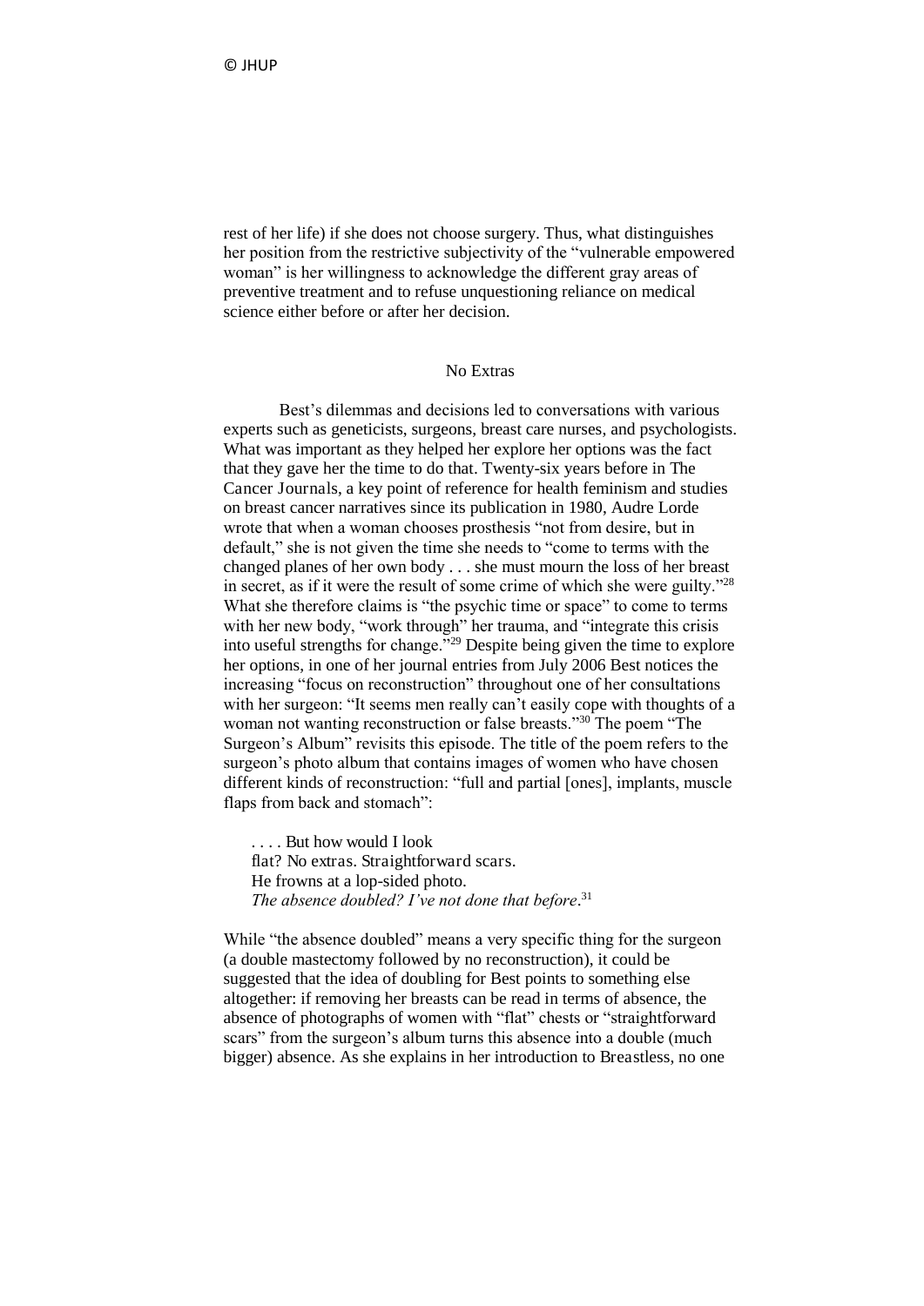rest of her life) if she does not choose surgery. Thus, what distinguishes her position from the restrictive subjectivity of the "vulnerable empowered woman" is her willingness to acknowledge the different gray areas of preventive treatment and to refuse unquestioning reliance on medical science either before or after her decision.

## No Extras

Best's dilemmas and decisions led to conversations with various experts such as geneticists, surgeons, breast care nurses, and psychologists. What was important as they helped her explore her options was the fact that they gave her the time to do that. Twenty-six years before in The Cancer Journals, a key point of reference for health feminism and studies on breast cancer narratives since its publication in 1980, Audre Lorde wrote that when a woman chooses prosthesis "not from desire, but in default," she is not given the time she needs to "come to terms with the changed planes of her own body . . . she must mourn the loss of her breast in secret, as if it were the result of some crime of which she were guilty."[28] What she therefore claims is "the psychic time or space" to come to terms with her new body, "work through" her trauma, and "integrate this crisis into useful strengths for change."[29] Despite being given the time to explore her options, in one of her journal entries from July 2006 Best notices the increasing "focus on reconstruction" throughout one of her consultations with her surgeon: "It seems men really can't easily cope with thoughts of a woman not wanting reconstruction or false breasts."[30] The poem "The Surgeon's Album" revisits this episode. The title of the poem refers to the surgeon's photo album that contains images of women who have chosen different kinds of reconstruction: "full and partial [ones], implants, muscle flaps from back and stomach":

> . . . . But how would I look
> flat? No extras. Straightforward scars.
> He frowns at a lop-sided photo.
> *The absence doubled? I've not done that before*.[31]

While "the absence doubled" means a very specific thing for the surgeon (a double mastectomy followed by no reconstruction), it could be suggested that the idea of doubling for Best points to something else altogether: if removing her breasts can be read in terms of absence, the absence of photographs of women with "flat" chests or "straightforward scars" from the surgeon's album turns this absence into a double (much bigger) absence. As she explains in her introduction to Breastless, no one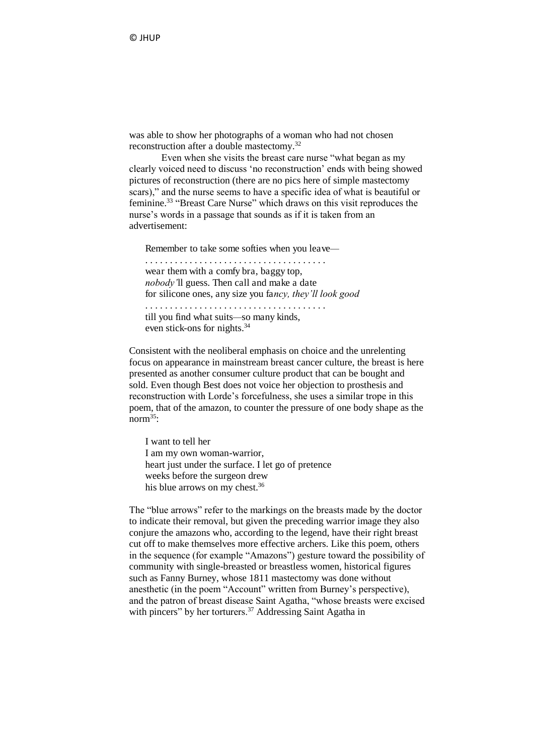was able to show her photographs of a woman who had not chosen reconstruction after a double mastectomy.[32]

Even when she visits the breast care nurse "what began as my clearly voiced need to discuss 'no reconstruction' ends with being showed pictures of reconstruction (there are no pics here of simple mastectomy scars)," and the nurse seems to have a specific idea of what is beautiful or feminine.[33] "Breast Care Nurse" which draws on this visit reproduces the nurse's words in a passage that sounds as if it is taken from an advertisement:

> Remember to take some softies when you leave—
> . . . . . . . . . . . . . . . . . . . . . . . . . . . . . . . . . . . . .
> wear them with a comfy bra, baggy top,
> *nobody'*ll guess. Then call and make a date
> for silicone ones, any size you fa*ncy, they'll look good*
> . . . . . . . . . . . . . . . . . . . . . . . . . . . . . . . . . . . . .
> till you find what suits—so many kinds,
> even stick-ons for nights.[34]

Consistent with the neoliberal emphasis on choice and the unrelenting focus on appearance in mainstream breast cancer culture, the breast is here presented as another consumer culture product that can be bought and sold. Even though Best does not voice her objection to prosthesis and reconstruction with Lorde's forcefulness, she uses a similar trope in this poem, that of the amazon, to counter the pressure of one body shape as the norm[35]:

> I want to tell her
> I am my own woman-warrior,
> heart just under the surface. I let go of pretence
> weeks before the surgeon drew
> his blue arrows on my chest.[36]

The "blue arrows" refer to the markings on the breasts made by the doctor to indicate their removal, but given the preceding warrior image they also conjure the amazons who, according to the legend, have their right breast cut off to make themselves more effective archers. Like this poem, others in the sequence (for example "Amazons") gesture toward the possibility of community with single-breasted or breastless women, historical figures such as Fanny Burney, whose 1811 mastectomy was done without anesthetic (in the poem "Account" written from Burney's perspective), and the patron of breast disease Saint Agatha, "whose breasts were excised with pincers" by her torturers.[37] Addressing Saint Agatha in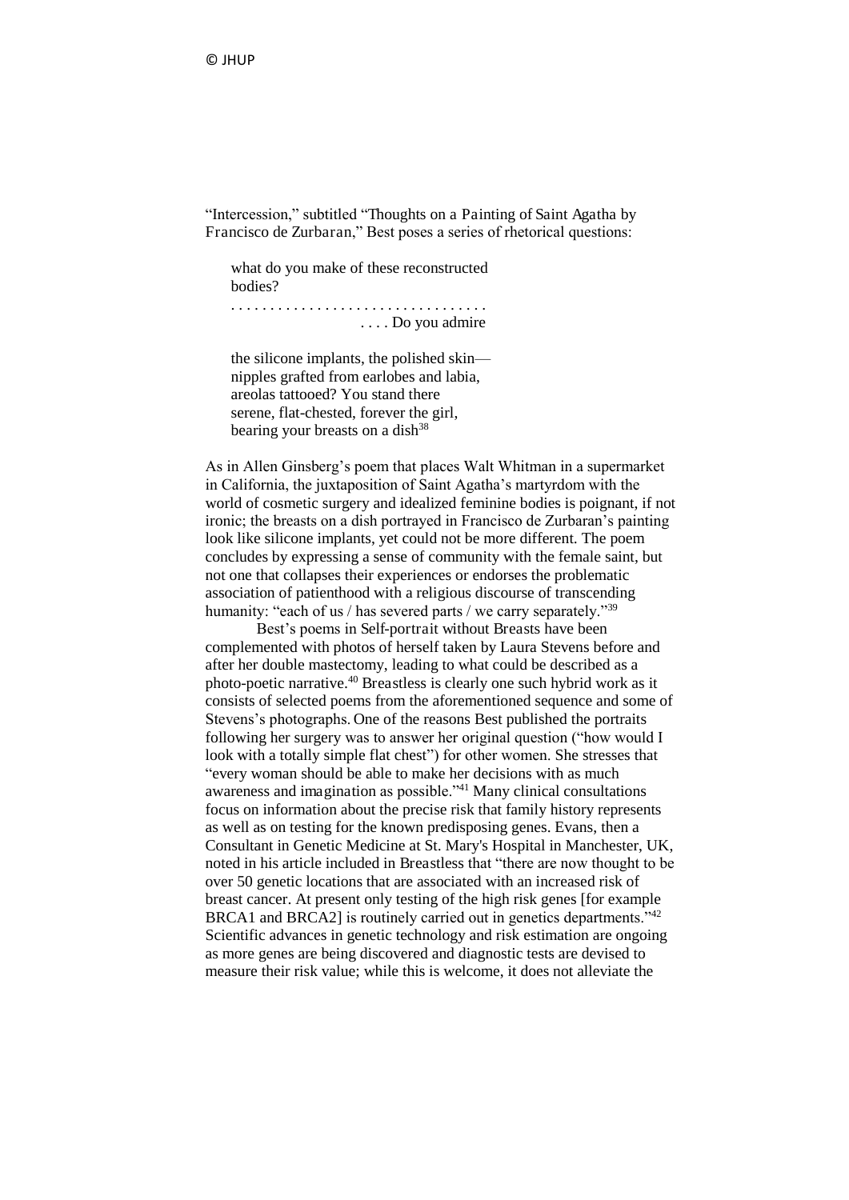"Intercession," subtitled "Thoughts on a Painting of Saint Agatha by Francisco de Zurbaran," Best poses a series of rhetorical questions:

> what do you make of these reconstructed
> bodies?
> . . . . . . . . . . . . . . . . . . . . . . . . . . . . . . . . .
> . . . . Do you admire
>
> the silicone implants, the polished skin—
> nipples grafted from earlobes and labia,
> areolas tattooed? You stand there
> serene, flat-chested, forever the girl,
> bearing your breasts on a dish[38]

As in Allen Ginsberg's poem that places Walt Whitman in a supermarket in California, the juxtaposition of Saint Agatha's martyrdom with the world of cosmetic surgery and idealized feminine bodies is poignant, if not ironic; the breasts on a dish portrayed in Francisco de Zurbaran's painting look like silicone implants, yet could not be more different. The poem concludes by expressing a sense of community with the female saint, but not one that collapses their experiences or endorses the problematic association of patienthood with a religious discourse of transcending humanity: "each of us / has severed parts / we carry separately."[39]

Best's poems in *Self-portrait without Breasts* have been complemented with photos of herself taken by Laura Stevens before and after her double mastectomy, leading to what could be described as a photo-poetic narrative.[40] *Breastless* is clearly one such hybrid work as it consists of selected poems from the aforementioned sequence and some of Stevens's photographs. One of the reasons Best published the portraits following her surgery was to answer her original question ("how would I look with a totally simple flat chest") for other women. She stresses that "every woman should be able to make her decisions with as much awareness and imagination as possible."[41] Many clinical consultations focus on information about the precise risk that family history represents as well as on testing for the known predisposing genes. Evans, then a Consultant in Genetic Medicine at St. Mary's Hospital in Manchester, UK, noted in his article included in *Breastless* that "there are now thought to be over 50 genetic locations that are associated with an increased risk of breast cancer. At present only testing of the high risk genes [for example BRCA1 and BRCA2] is routinely carried out in genetics departments."[42] Scientific advances in genetic technology and risk estimation are ongoing as more genes are being discovered and diagnostic tests are devised to measure their risk value; while this is welcome, it does not alleviate the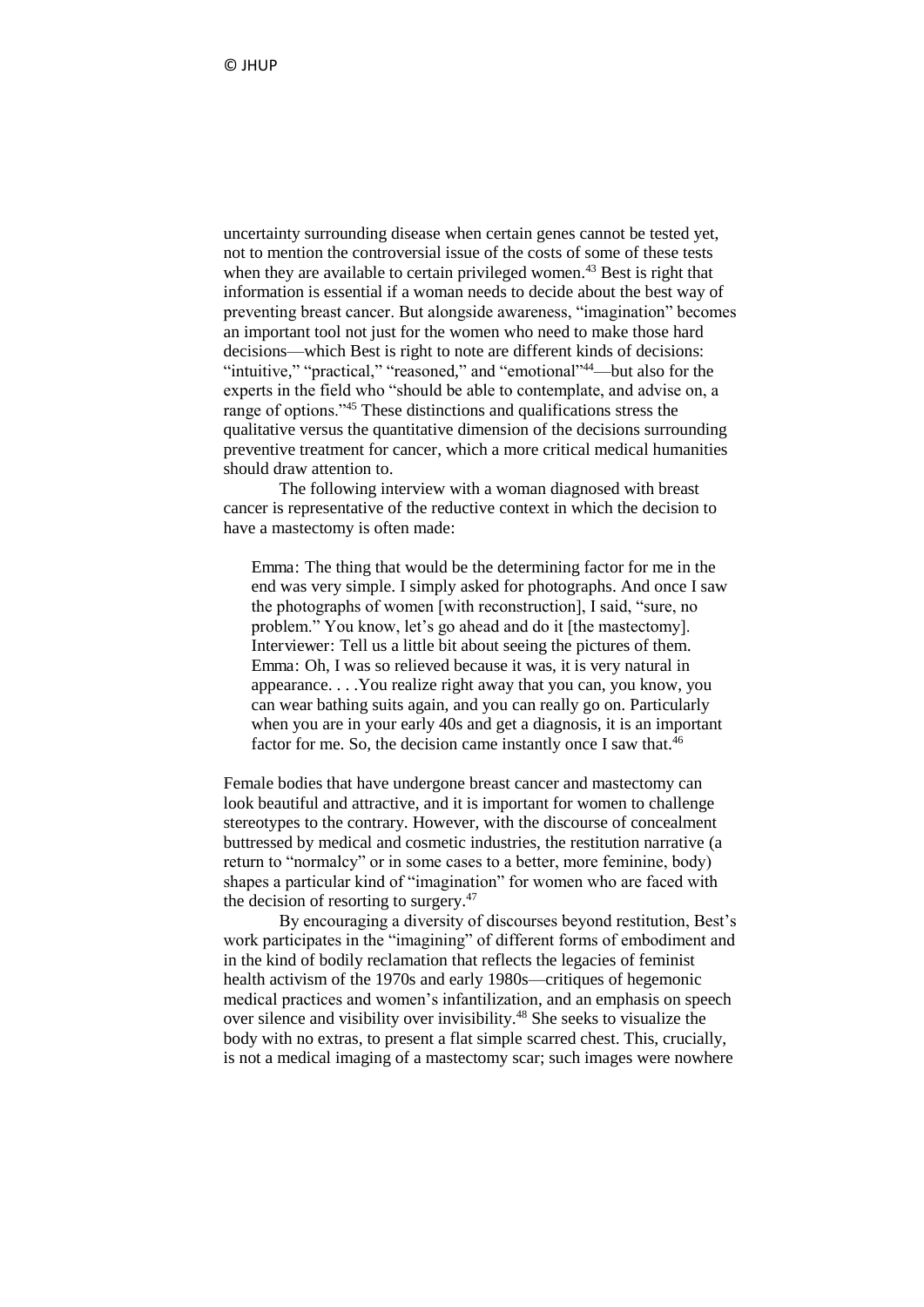uncertainty surrounding disease when certain genes cannot be tested yet, not to mention the controversial issue of the costs of some of these tests when they are available to certain privileged women.[43] Best is right that information is essential if a woman needs to decide about the best way of preventing breast cancer. But alongside awareness, "imagination" becomes an important tool not just for the women who need to make those hard decisions—which Best is right to note are different kinds of decisions: "intuitive," "practical," "reasoned," and "emotional"[44]—but also for the experts in the field who "should be able to contemplate, and advise on, a range of options."[45] These distinctions and qualifications stress the qualitative versus the quantitative dimension of the decisions surrounding preventive treatment for cancer, which a more critical medical humanities should draw attention to.

The following interview with a woman diagnosed with breast cancer is representative of the reductive context in which the decision to have a mastectomy is often made:

> Emma: The thing that would be the determining factor for me in the end was very simple. I simply asked for photographs. And once I saw the photographs of women [with reconstruction], I said, "sure, no problem." You know, let's go ahead and do it [the mastectomy].
> Interviewer: Tell us a little bit about seeing the pictures of them.
> Emma: Oh, I was so relieved because it was, it is very natural in appearance. . . .You realize right away that you can, you know, you can wear bathing suits again, and you can really go on. Particularly when you are in your early 40s and get a diagnosis, it is an important factor for me. So, the decision came instantly once I saw that.[46]

Female bodies that have undergone breast cancer and mastectomy can look beautiful and attractive, and it is important for women to challenge stereotypes to the contrary. However, with the discourse of concealment buttressed by medical and cosmetic industries, the restitution narrative (a return to "normalcy" or in some cases to a better, more feminine, body) shapes a particular kind of "imagination" for women who are faced with the decision of resorting to surgery.[47]

By encouraging a diversity of discourses beyond restitution, Best's work participates in the "imagining" of different forms of embodiment and in the kind of bodily reclamation that reflects the legacies of feminist health activism of the 1970s and early 1980s—critiques of hegemonic medical practices and women's infantilization, and an emphasis on speech over silence and visibility over invisibility.[48] She seeks to visualize the body with no extras, to present a flat simple scarred chest. This, crucially, is not a medical imaging of a mastectomy scar; such images were nowhere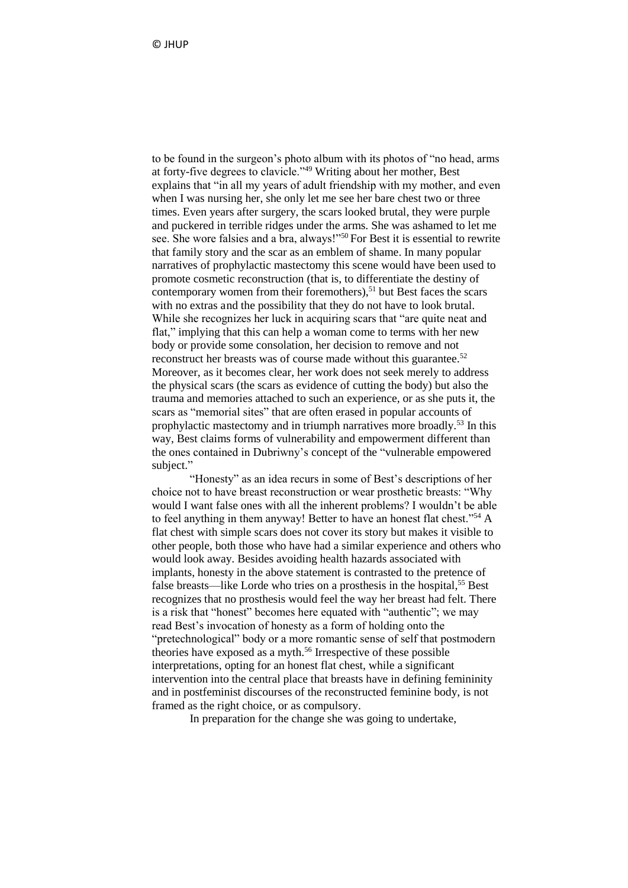to be found in the surgeon's photo album with its photos of "no head, arms at forty-five degrees to clavicle."[49] Writing about her mother, Best explains that "in all my years of adult friendship with my mother, and even when I was nursing her, she only let me see her bare chest two or three times. Even years after surgery, the scars looked brutal, they were purple and puckered in terrible ridges under the arms. She was ashamed to let me see. She wore falsies and a bra, always!"[50] For Best it is essential to rewrite that family story and the scar as an emblem of shame. In many popular narratives of prophylactic mastectomy this scene would have been used to promote cosmetic reconstruction (that is, to differentiate the destiny of contemporary women from their foremothers),[51] but Best faces the scars with no extras and the possibility that they do not have to look brutal. While she recognizes her luck in acquiring scars that "are quite neat and flat," implying that this can help a woman come to terms with her new body or provide some consolation, her decision to remove and not reconstruct her breasts was of course made without this guarantee.[52] Moreover, as it becomes clear, her work does not seek merely to address the physical scars (the scars as evidence of cutting the body) but also the trauma and memories attached to such an experience, or as she puts it, the scars as "memorial sites" that are often erased in popular accounts of prophylactic mastectomy and in triumph narratives more broadly.[53] In this way, Best claims forms of vulnerability and empowerment different than the ones contained in Dubriwny's concept of the "vulnerable empowered subject."

"Honesty" as an idea recurs in some of Best's descriptions of her choice not to have breast reconstruction or wear prosthetic breasts: "Why would I want false ones with all the inherent problems? I wouldn't be able to feel anything in them anyway! Better to have an honest flat chest."[54] A flat chest with simple scars does not cover its story but makes it visible to other people, both those who have had a similar experience and others who would look away. Besides avoiding health hazards associated with implants, honesty in the above statement is contrasted to the pretence of false breasts—like Lorde who tries on a prosthesis in the hospital,[55] Best recognizes that no prosthesis would feel the way her breast had felt. There is a risk that "honest" becomes here equated with "authentic"; we may read Best's invocation of honesty as a form of holding onto the "pretechnological" body or a more romantic sense of self that postmodern theories have exposed as a myth.[56] Irrespective of these possible interpretations, opting for an honest flat chest, while a significant intervention into the central place that breasts have in defining femininity and in postfeminist discourses of the reconstructed feminine body, is not framed as the right choice, or as compulsory.

In preparation for the change she was going to undertake,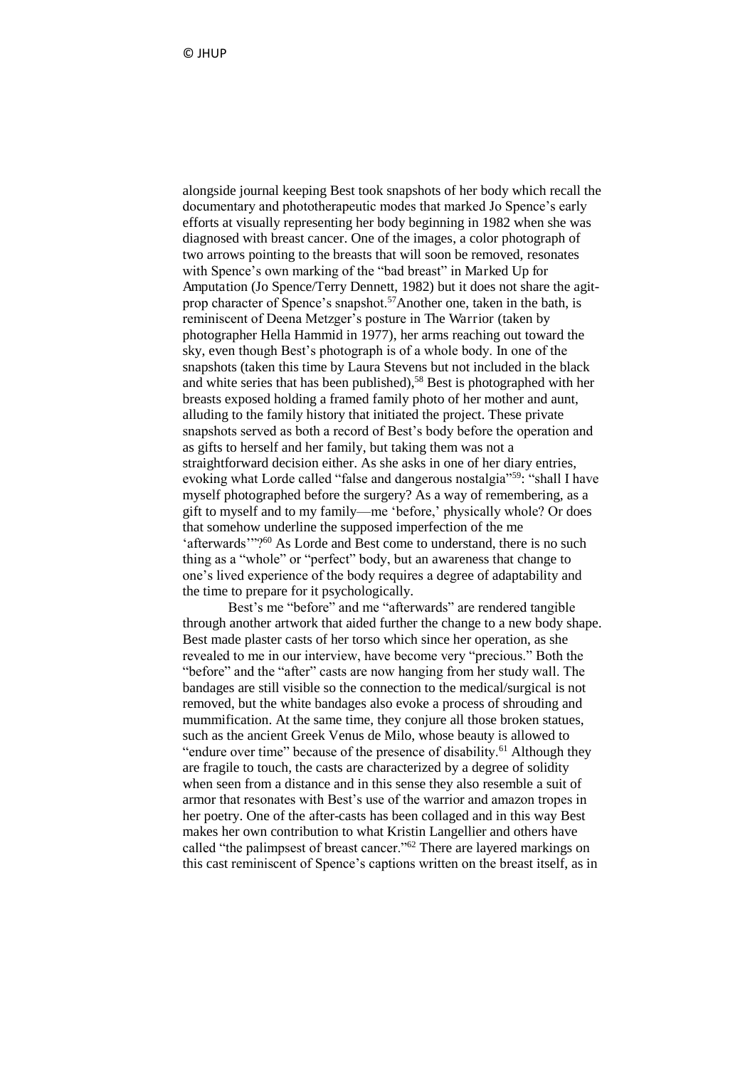alongside journal keeping Best took snapshots of her body which recall the documentary and phototherapeutic modes that marked Jo Spence's early efforts at visually representing her body beginning in 1982 when she was diagnosed with breast cancer. One of the images, a color photograph of two arrows pointing to the breasts that will soon be removed, resonates with Spence's own marking of the "bad breast" in *Marked Up for Amputation* (Jo Spence/Terry Dennett, 1982) but it does not share the agit-prop character of Spence's snapshot.[57] Another one, taken in the bath, is reminiscent of Deena Metzger's posture in *The Warrior* (taken by photographer Hella Hammid in 1977), her arms reaching out toward the sky, even though Best's photograph is of a whole body. In one of the snapshots (taken this time by Laura Stevens but not included in the black and white series that has been published),[58] Best is photographed with her breasts exposed holding a framed family photo of her mother and aunt, alluding to the family history that initiated the project. These private snapshots served as both a record of Best's body before the operation and as gifts to herself and her family, but taking them was not a straightforward decision either. As she asks in one of her diary entries, evoking what Lorde called "false and dangerous nostalgia"[59]: "shall I have myself photographed before the surgery? As a way of remembering, as a gift to myself and to my family—me 'before,' physically whole? Or does that somehow underline the supposed imperfection of the me 'afterwards'"?[60] As Lorde and Best come to understand, there is no such thing as a "whole" or "perfect" body, but an awareness that change to one's lived experience of the body requires a degree of adaptability and the time to prepare for it psychologically.

Best's me "before" and me "afterwards" are rendered tangible through another artwork that aided further the change to a new body shape. Best made plaster casts of her torso which since her operation, as she revealed to me in our interview, have become very "precious." Both the "before" and the "after" casts are now hanging from her study wall. The bandages are still visible so the connection to the medical/surgical is not removed, but the white bandages also evoke a process of shrouding and mummification. At the same time, they conjure all those broken statues, such as the ancient Greek Venus de Milo, whose beauty is allowed to "endure over time" because of the presence of disability.[61] Although they are fragile to touch, the casts are characterized by a degree of solidity when seen from a distance and in this sense they also resemble a suit of armor that resonates with Best's use of the warrior and amazon tropes in her poetry. One of the after-casts has been collaged and in this way Best makes her own contribution to what Kristin Langellier and others have called "the palimpsest of breast cancer."[62] There are layered markings on this cast reminiscent of Spence's captions written on the breast itself, as in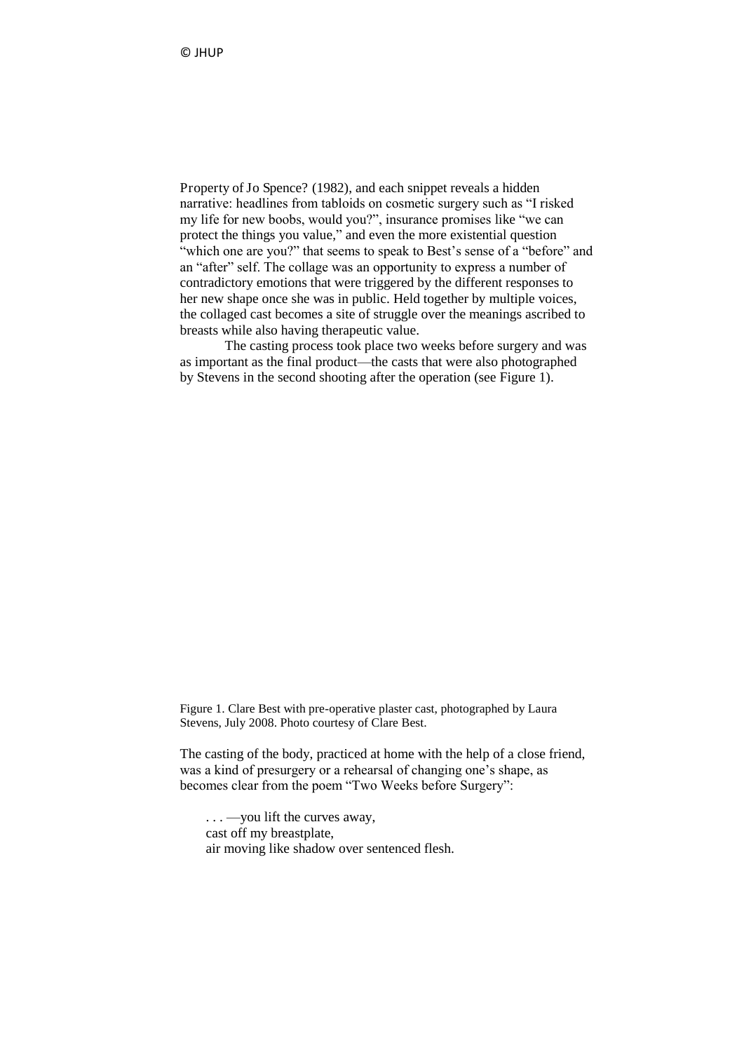Property of Jo Spence? (1982), and each snippet reveals a hidden narrative: headlines from tabloids on cosmetic surgery such as "I risked my life for new boobs, would you?", insurance promises like "we can protect the things you value," and even the more existential question "which one are you?" that seems to speak to Best's sense of a "before" and an "after" self. The collage was an opportunity to express a number of contradictory emotions that were triggered by the different responses to her new shape once she was in public. Held together by multiple voices, the collaged cast becomes a site of struggle over the meanings ascribed to breasts while also having therapeutic value.

The casting process took place two weeks before surgery and was as important as the final product—the casts that were also photographed by Stevens in the second shooting after the operation (see Figure 1).

Figure 1. Clare Best with pre-operative plaster cast, photographed by Laura Stevens, July 2008. Photo courtesy of Clare Best.

The casting of the body, practiced at home with the help of a close friend, was a kind of presurgery or a rehearsal of changing one's shape, as becomes clear from the poem "Two Weeks before Surgery":

> . . . —you lift the curves away,
> cast off my breastplate,
> air moving like shadow over sentenced flesh.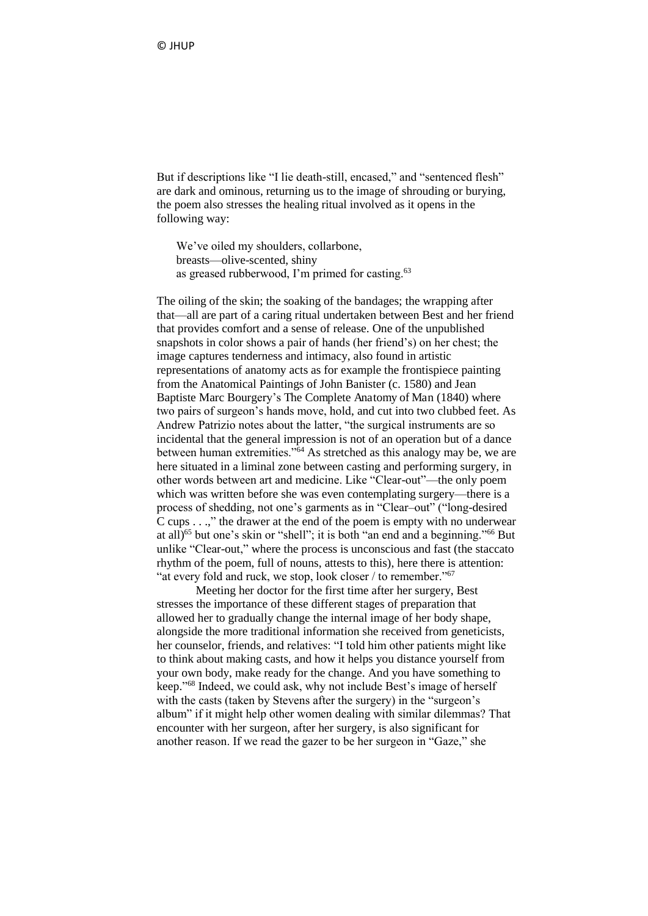But if descriptions like "I lie death-still, encased," and "sentenced flesh" are dark and ominous, returning us to the image of shrouding or burying, the poem also stresses the healing ritual involved as it opens in the following way:

> We've oiled my shoulders, collarbone,
> breasts—olive-scented, shiny
> as greased rubberwood, I'm primed for casting.[63]

The oiling of the skin; the soaking of the bandages; the wrapping after that—all are part of a caring ritual undertaken between Best and her friend that provides comfort and a sense of release. One of the unpublished snapshots in color shows a pair of hands (her friend's) on her chest; the image captures tenderness and intimacy, also found in artistic representations of anatomy acts as for example the frontispiece painting from the Anatomical Paintings of John Banister (c. 1580) and Jean Baptiste Marc Bourgery's The Complete Anatomy of Man (1840) where two pairs of surgeon's hands move, hold, and cut into two clubbed feet. As Andrew Patrizio notes about the latter, "the surgical instruments are so incidental that the general impression is not of an operation but of a dance between human extremities."[64] As stretched as this analogy may be, we are here situated in a liminal zone between casting and performing surgery, in other words between art and medicine. Like "Clear-out"—the only poem which was written before she was even contemplating surgery—there is a process of shedding, not one's garments as in "Clear–out" ("long-desired C cups . . .," the drawer at the end of the poem is empty with no underwear at all)[65] but one's skin or "shell"; it is both "an end and a beginning."[66] But unlike "Clear-out," where the process is unconscious and fast (the staccato rhythm of the poem, full of nouns, attests to this), here there is attention: "at every fold and ruck, we stop, look closer / to remember."[67]

Meeting her doctor for the first time after her surgery, Best stresses the importance of these different stages of preparation that allowed her to gradually change the internal image of her body shape, alongside the more traditional information she received from geneticists, her counselor, friends, and relatives: "I told him other patients might like to think about making casts, and how it helps you distance yourself from your own body, make ready for the change. And you have something to keep."[68] Indeed, we could ask, why not include Best's image of herself with the casts (taken by Stevens after the surgery) in the "surgeon's album" if it might help other women dealing with similar dilemmas? That encounter with her surgeon, after her surgery, is also significant for another reason. If we read the gazer to be her surgeon in "Gaze," she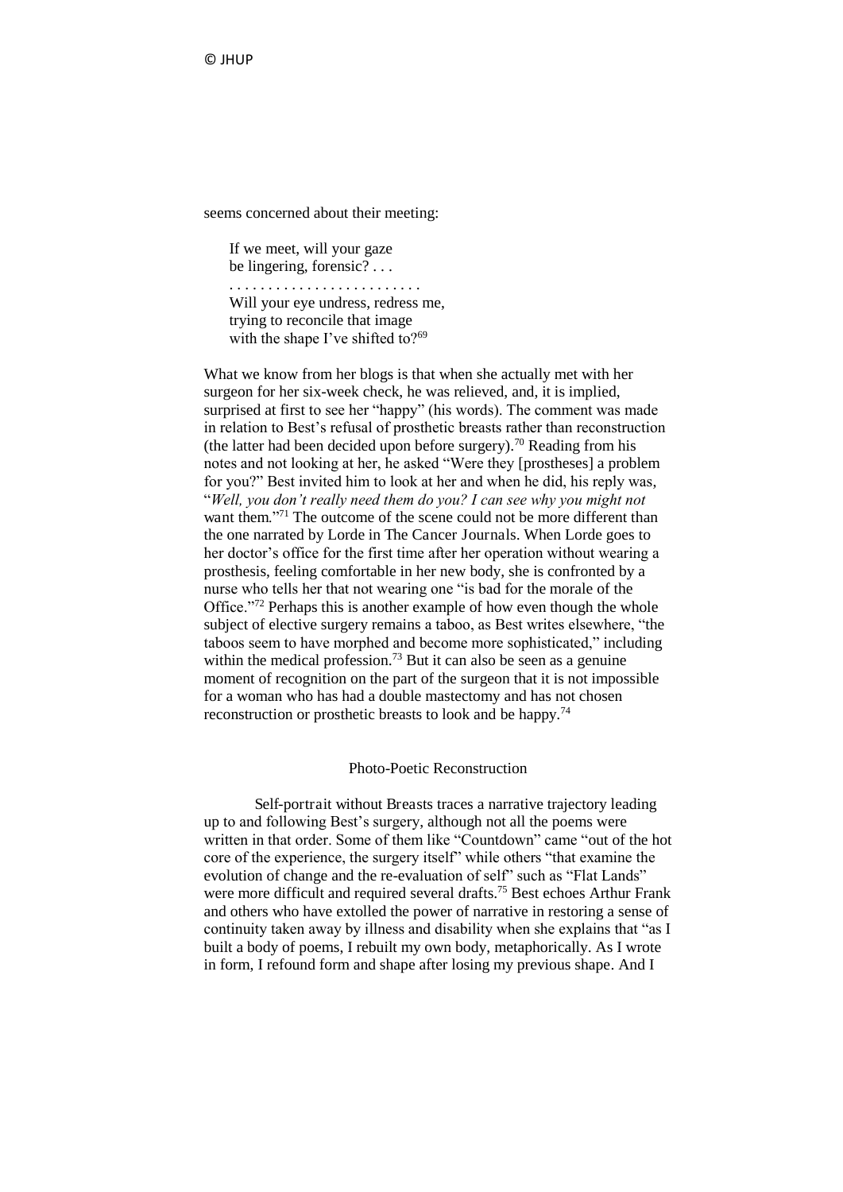seems concerned about their meeting:

> If we meet, will your gaze
> be lingering, forensic? . . .
> . . . . . . . . . . . . . . . . . . . . . . . .
> Will your eye undress, redress me,
> trying to reconcile that image
> with the shape I've shifted to?[69]

What we know from her blogs is that when she actually met with her surgeon for her six-week check, he was relieved, and, it is implied, surprised at first to see her "happy" (his words). The comment was made in relation to Best's refusal of prosthetic breasts rather than reconstruction (the latter had been decided upon before surgery).[70] Reading from his notes and not looking at her, he asked "Were they [prostheses] a problem for you?" Best invited him to look at her and when he did, his reply was, "*Well, you don't really need them do you? I can see why you might not* want them."[71] The outcome of the scene could not be more different than the one narrated by Lorde in The Cancer Journals. When Lorde goes to her doctor's office for the first time after her operation without wearing a prosthesis, feeling comfortable in her new body, she is confronted by a nurse who tells her that not wearing one "is bad for the morale of the Office."[72] Perhaps this is another example of how even though the whole subject of elective surgery remains a taboo, as Best writes elsewhere, "the taboos seem to have morphed and become more sophisticated," including within the medical profession.[73] But it can also be seen as a genuine moment of recognition on the part of the surgeon that it is not impossible for a woman who has had a double mastectomy and has not chosen reconstruction or prosthetic breasts to look and be happy.[74]

## Photo-Poetic Reconstruction

Self-portrait without Breasts traces a narrative trajectory leading up to and following Best's surgery, although not all the poems were written in that order. Some of them like "Countdown" came "out of the hot core of the experience, the surgery itself" while others "that examine the evolution of change and the re-evaluation of self" such as "Flat Lands" were more difficult and required several drafts.[75] Best echoes Arthur Frank and others who have extolled the power of narrative in restoring a sense of continuity taken away by illness and disability when she explains that "as I built a body of poems, I rebuilt my own body, metaphorically. As I wrote in form, I refound form and shape after losing my previous shape. And I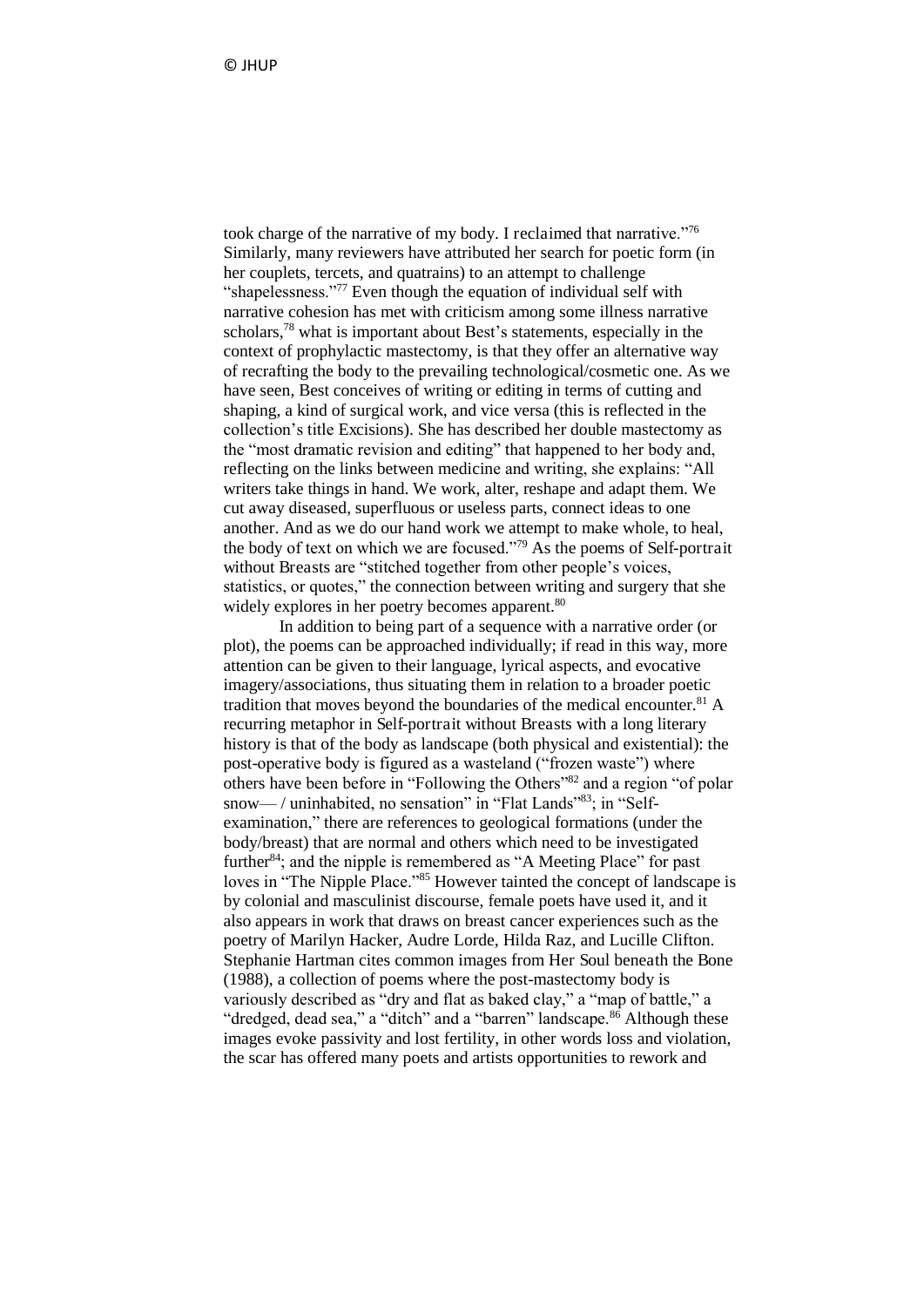took charge of the narrative of my body. I reclaimed that narrative."[76] Similarly, many reviewers have attributed her search for poetic form (in her couplets, tercets, and quatrains) to an attempt to challenge "shapelessness."[77] Even though the equation of individual self with narrative cohesion has met with criticism among some illness narrative scholars,[78] what is important about Best's statements, especially in the context of prophylactic mastectomy, is that they offer an alternative way of recrafting the body to the prevailing technological/cosmetic one. As we have seen, Best conceives of writing or editing in terms of cutting and shaping, a kind of surgical work, and vice versa (this is reflected in the collection's title Excisions). She has described her double mastectomy as the "most dramatic revision and editing" that happened to her body and, reflecting on the links between medicine and writing, she explains: "All writers take things in hand. We work, alter, reshape and adapt them. We cut away diseased, superfluous or useless parts, connect ideas to one another. And as we do our hand work we attempt to make whole, to heal, the body of text on which we are focused."[79] As the poems of Self-portrait without Breasts are "stitched together from other people's voices, statistics, or quotes," the connection between writing and surgery that she widely explores in her poetry becomes apparent.[80]

In addition to being part of a sequence with a narrative order (or plot), the poems can be approached individually; if read in this way, more attention can be given to their language, lyrical aspects, and evocative imagery/associations, thus situating them in relation to a broader poetic tradition that moves beyond the boundaries of the medical encounter.[81] A recurring metaphor in Self-portrait without Breasts with a long literary history is that of the body as landscape (both physical and existential): the post-operative body is figured as a wasteland ("frozen waste") where others have been before in "Following the Others"[82] and a region "of polar snow— / uninhabited, no sensation" in "Flat Lands"[83]; in "Self-examination," there are references to geological formations (under the body/breast) that are normal and others which need to be investigated further[84]; and the nipple is remembered as "A Meeting Place" for past loves in "The Nipple Place."[85] However tainted the concept of landscape is by colonial and masculinist discourse, female poets have used it, and it also appears in work that draws on breast cancer experiences such as the poetry of Marilyn Hacker, Audre Lorde, Hilda Raz, and Lucille Clifton. Stephanie Hartman cites common images from Her Soul beneath the Bone (1988), a collection of poems where the post-mastectomy body is variously described as "dry and flat as baked clay," a "map of battle," a "dredged, dead sea," a "ditch" and a "barren" landscape.[86] Although these images evoke passivity and lost fertility, in other words loss and violation, the scar has offered many poets and artists opportunities to rework and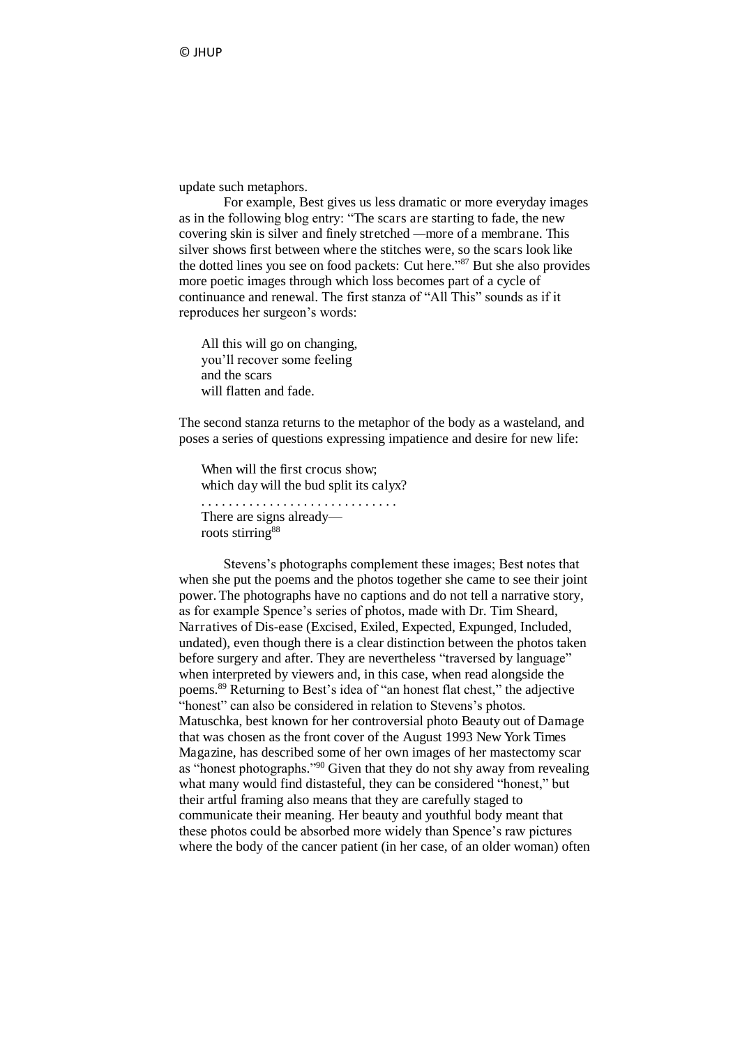update such metaphors.

For example, Best gives us less dramatic or more everyday images as in the following blog entry: "The scars are starting to fade, the new covering skin is silver and finely stretched —more of a membrane. This silver shows first between where the stitches were, so the scars look like the dotted lines you see on food packets: Cut here."[87] But she also provides more poetic images through which loss becomes part of a cycle of continuance and renewal. The first stanza of "All This" sounds as if it reproduces her surgeon's words:

> All this will go on changing,
> you'll recover some feeling
> and the scars
> will flatten and fade.

The second stanza returns to the metaphor of the body as a wasteland, and poses a series of questions expressing impatience and desire for new life:

> When will the first crocus show;
> which day will the bud split its calyx?
> . . . . . . . . . . . . . . . . . . . . . . . . . . . . .
> There are signs already—
> roots stirring[88]

Stevens's photographs complement these images; Best notes that when she put the poems and the photos together she came to see their joint power. The photographs have no captions and do not tell a narrative story, as for example Spence's series of photos, made with Dr. Tim Sheard, Narratives of Dis-ease (Excised, Exiled, Expected, Expunged, Included, undated), even though there is a clear distinction between the photos taken before surgery and after. They are nevertheless "traversed by language" when interpreted by viewers and, in this case, when read alongside the poems.[89] Returning to Best's idea of "an honest flat chest," the adjective "honest" can also be considered in relation to Stevens's photos. Matuschka, best known for her controversial photo Beauty out of Damage that was chosen as the front cover of the August 1993 New York Times Magazine, has described some of her own images of her mastectomy scar as "honest photographs."[90] Given that they do not shy away from revealing what many would find distasteful, they can be considered "honest," but their artful framing also means that they are carefully staged to communicate their meaning. Her beauty and youthful body meant that these photos could be absorbed more widely than Spence's raw pictures where the body of the cancer patient (in her case, of an older woman) often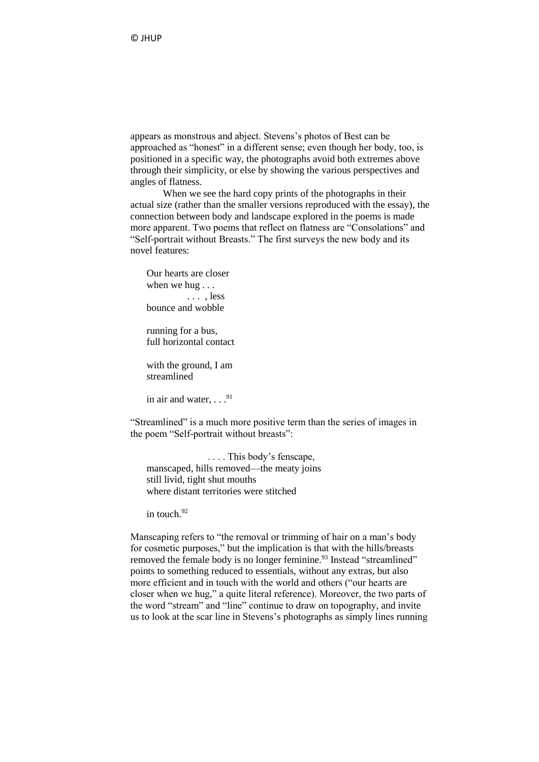appears as monstrous and abject. Stevens's photos of Best can be approached as "honest" in a different sense; even though her body, too, is positioned in a specific way, the photographs avoid both extremes above through their simplicity, or else by showing the various perspectives and angles of flatness.

When we see the hard copy prints of the photographs in their actual size (rather than the smaller versions reproduced with the essay), the connection between body and landscape explored in the poems is made more apparent. Two poems that reflect on flatness are "Consolations" and "Self-portrait without Breasts." The first surveys the new body and its novel features:

> Our hearts are closer
> when we hug . . .
> . . . , less
> bounce and wobble
>
> running for a bus,
> full horizontal contact
>
> with the ground, I am
> streamlined
>
> in air and water, . . .[91]

"Streamlined" is a much more positive term than the series of images in the poem "Self-portrait without breasts":

> . . . . This body's fenscape,
> manscaped, hills removed—the meaty joins
> still livid, tight shut mouths
> where distant territories were stitched
>
> in touch.[92]

Manscaping refers to "the removal or trimming of hair on a man's body for cosmetic purposes," but the implication is that with the hills/breasts removed the female body is no longer feminine.[93] Instead "streamlined" points to something reduced to essentials, without any extras, but also more efficient and in touch with the world and others ("our hearts are closer when we hug," a quite literal reference). Moreover, the two parts of the word "stream" and "line" continue to draw on topography, and invite us to look at the scar line in Stevens's photographs as simply lines running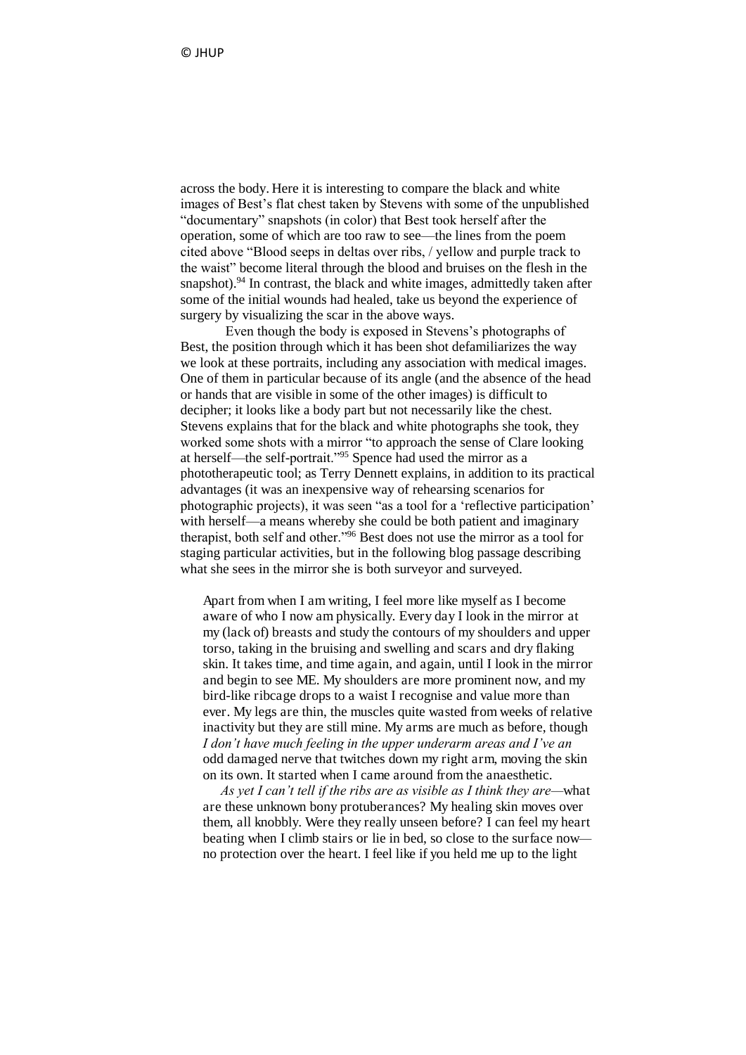across the body. Here it is interesting to compare the black and white images of Best's flat chest taken by Stevens with some of the unpublished "documentary" snapshots (in color) that Best took herself after the operation, some of which are too raw to see—the lines from the poem cited above "Blood seeps in deltas over ribs, / yellow and purple track to the waist" become literal through the blood and bruises on the flesh in the snapshot).[94] In contrast, the black and white images, admittedly taken after some of the initial wounds had healed, take us beyond the experience of surgery by visualizing the scar in the above ways.

Even though the body is exposed in Stevens's photographs of Best, the position through which it has been shot defamiliarizes the way we look at these portraits, including any association with medical images. One of them in particular because of its angle (and the absence of the head or hands that are visible in some of the other images) is difficult to decipher; it looks like a body part but not necessarily like the chest. Stevens explains that for the black and white photographs she took, they worked some shots with a mirror "to approach the sense of Clare looking at herself—the self-portrait."[95] Spence had used the mirror as a phototherapeutic tool; as Terry Dennett explains, in addition to its practical advantages (it was an inexpensive way of rehearsing scenarios for photographic projects), it was seen "as a tool for a 'reflective participation' with herself—a means whereby she could be both patient and imaginary therapist, both self and other."[96] Best does not use the mirror as a tool for staging particular activities, but in the following blog passage describing what she sees in the mirror she is both surveyor and surveyed.

> Apart from when I am writing, I feel more like myself as I become aware of who I now am physically. Every day I look in the mirror at my (lack of) breasts and study the contours of my shoulders and upper torso, taking in the bruising and swelling and scars and dry flaking skin. It takes time, and time again, and again, until I look in the mirror and begin to see ME. My shoulders are more prominent now, and my bird-like ribcage drops to a waist I recognise and value more than ever. My legs are thin, the muscles quite wasted from weeks of relative inactivity but they are still mine. My arms are much as before, though *I don't have much feeling in the upper underarm areas and I've an* odd damaged nerve that twitches down my right arm, moving the skin on its own. It started when I came around from the anaesthetic.
>
> *As yet I can't tell if the ribs are as visible as I think they are*—what are these unknown bony protuberances? My healing skin moves over them, all knobbly. Were they really unseen before? I can feel my heart beating when I climb stairs or lie in bed, so close to the surface now—no protection over the heart. I feel like if you held me up to the light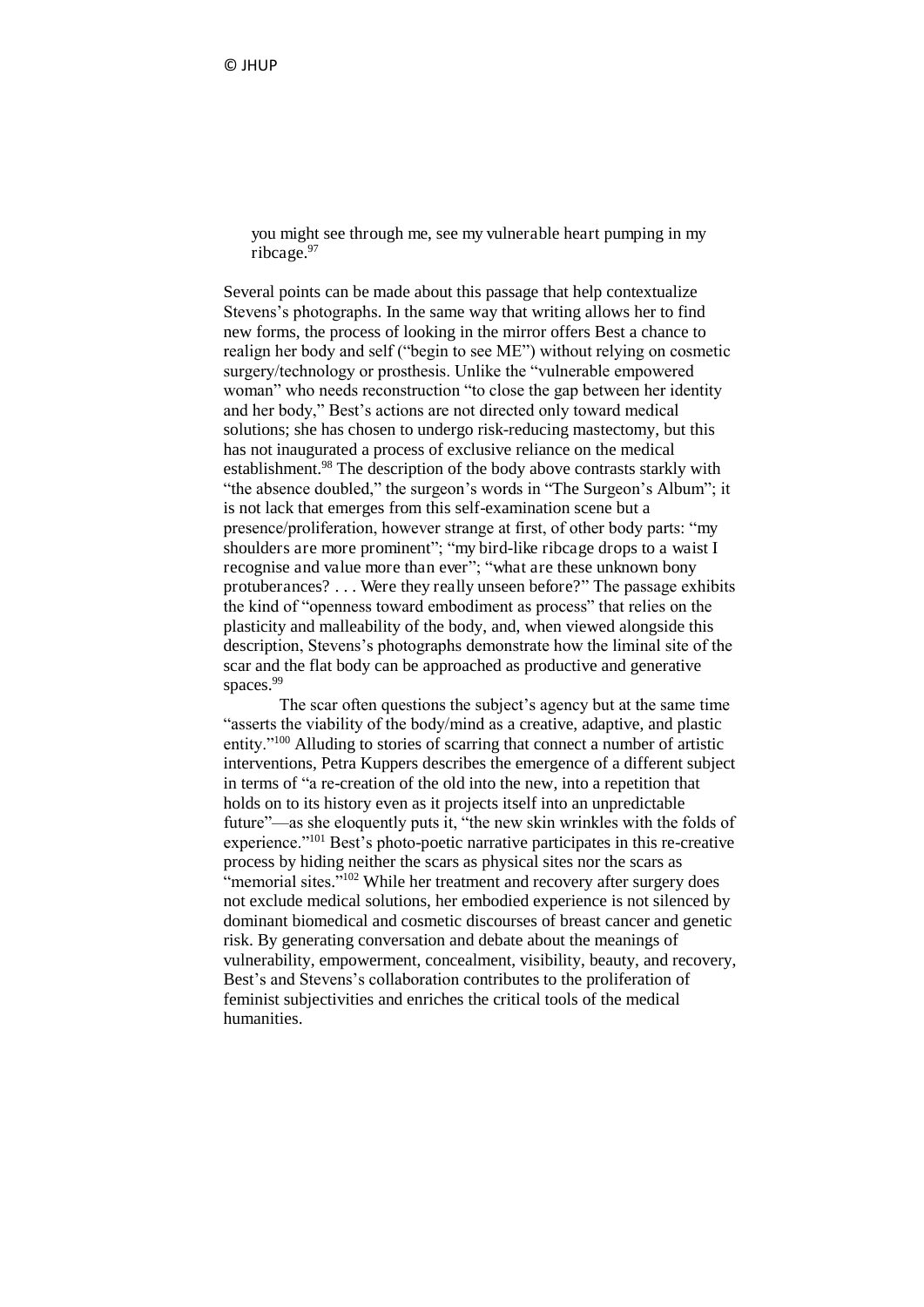you might see through me, see my vulnerable heart pumping in my ribcage.[97]

Several points can be made about this passage that help contextualize Stevens's photographs. In the same way that writing allows her to find new forms, the process of looking in the mirror offers Best a chance to realign her body and self ("begin to see ME") without relying on cosmetic surgery/technology or prosthesis. Unlike the "vulnerable empowered woman" who needs reconstruction "to close the gap between her identity and her body," Best's actions are not directed only toward medical solutions; she has chosen to undergo risk-reducing mastectomy, but this has not inaugurated a process of exclusive reliance on the medical establishment.[98] The description of the body above contrasts starkly with "the absence doubled," the surgeon's words in "The Surgeon's Album"; it is not lack that emerges from this self-examination scene but a presence/proliferation, however strange at first, of other body parts: "my shoulders are more prominent"; "my bird-like ribcage drops to a waist I recognise and value more than ever"; "what are these unknown bony protuberances? . . . Were they really unseen before?" The passage exhibits the kind of "openness toward embodiment as process" that relies on the plasticity and malleability of the body, and, when viewed alongside this description, Stevens's photographs demonstrate how the liminal site of the scar and the flat body can be approached as productive and generative spaces.[99]

The scar often questions the subject's agency but at the same time "asserts the viability of the body/mind as a creative, adaptive, and plastic entity."[100] Alluding to stories of scarring that connect a number of artistic interventions, Petra Kuppers describes the emergence of a different subject in terms of "a re-creation of the old into the new, into a repetition that holds on to its history even as it projects itself into an unpredictable future"—as she eloquently puts it, "the new skin wrinkles with the folds of experience."[101] Best's photo-poetic narrative participates in this re-creative process by hiding neither the scars as physical sites nor the scars as "memorial sites."[102] While her treatment and recovery after surgery does not exclude medical solutions, her embodied experience is not silenced by dominant biomedical and cosmetic discourses of breast cancer and genetic risk. By generating conversation and debate about the meanings of vulnerability, empowerment, concealment, visibility, beauty, and recovery, Best's and Stevens's collaboration contributes to the proliferation of feminist subjectivities and enriches the critical tools of the medical humanities.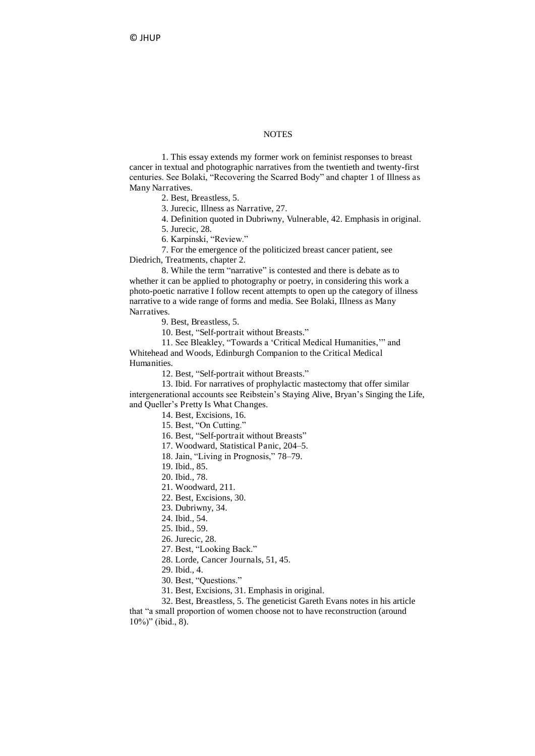# NOTES

1. This essay extends my former work on feminist responses to breast cancer in textual and photographic narratives from the twentieth and twenty-first centuries. See Bolaki, "Recovering the Scarred Body" and chapter 1 of Illness as Many Narratives.

2. Best, Breastless, 5.

3. Jurecic, Illness as Narrative, 27.

4. Definition quoted in Dubriwny, Vulnerable, 42. Emphasis in original.

5. Jurecic, 28.

6. Karpinski, "Review."

7. For the emergence of the politicized breast cancer patient, see Diedrich, Treatments, chapter 2.

8. While the term "narrative" is contested and there is debate as to whether it can be applied to photography or poetry, in considering this work a photo-poetic narrative I follow recent attempts to open up the category of illness narrative to a wide range of forms and media. See Bolaki, Illness as Many Narratives.

9. Best, Breastless, 5.

10. Best, "Self-portrait without Breasts."

11. See Bleakley, "Towards a 'Critical Medical Humanities,'" and Whitehead and Woods, Edinburgh Companion to the Critical Medical Humanities.

12. Best, "Self-portrait without Breasts."

13. Ibid. For narratives of prophylactic mastectomy that offer similar intergenerational accounts see Reibstein's Staying Alive, Bryan's Singing the Life, and Queller's Pretty Is What Changes.

14. Best, Excisions, 16.

15. Best, "On Cutting."

16. Best, "Self-portrait without Breasts"

17. Woodward, Statistical Panic, 204–5.

18. Jain, "Living in Prognosis," 78–79.

19. Ibid., 85.

20. Ibid., 78.

21. Woodward, 211.

22. Best, Excisions, 30.

23. Dubriwny, 34.

24. Ibid., 54.

25. Ibid., 59.

26. Jurecic, 28.

27. Best, "Looking Back."

28. Lorde, Cancer Journals, 51, 45.

29. Ibid., 4.

30. Best, "Questions."

31. Best, Excisions, 31. Emphasis in original.

32. Best, Breastless, 5. The geneticist Gareth Evans notes in his article that "a small proportion of women choose not to have reconstruction (around 10%)" (ibid., 8).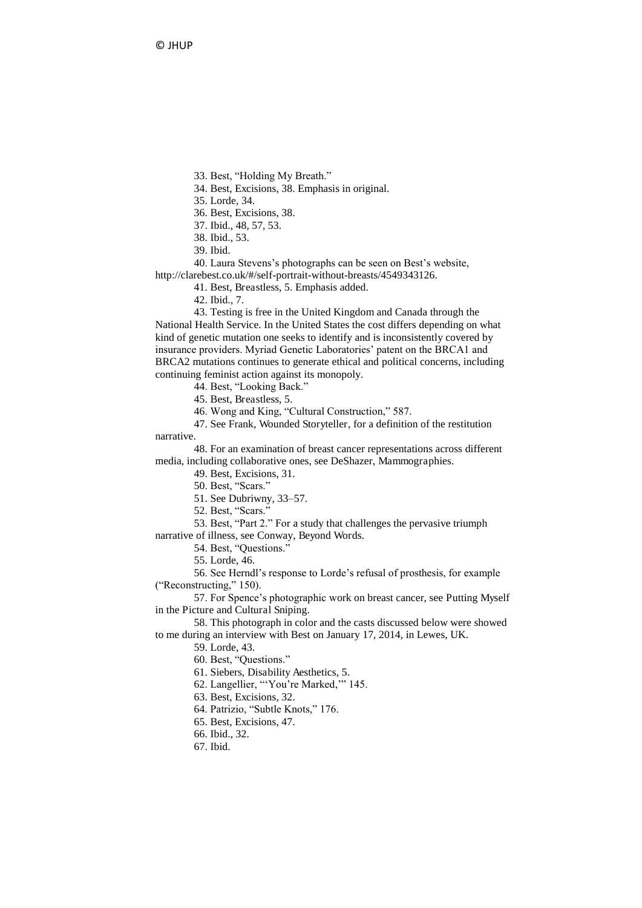33. Best, "Holding My Breath."

34. Best, Excisions, 38. Emphasis in original.

35. Lorde, 34.

36. Best, Excisions, 38.

37. Ibid., 48, 57, 53.

38. Ibid., 53.

39. Ibid.

40. Laura Stevens's photographs can be seen on Best's website, http://clarebest.co.uk/#/self-portrait-without-breasts/4549343126.

41. Best, Breastless, 5. Emphasis added.

42. Ibid., 7.

43. Testing is free in the United Kingdom and Canada through the National Health Service. In the United States the cost differs depending on what kind of genetic mutation one seeks to identify and is inconsistently covered by insurance providers. Myriad Genetic Laboratories' patent on the BRCA1 and BRCA2 mutations continues to generate ethical and political concerns, including continuing feminist action against its monopoly.

44. Best, "Looking Back."

45. Best, Breastless, 5.

46. Wong and King, "Cultural Construction," 587.

47. See Frank, Wounded Storyteller, for a definition of the restitution narrative.

48. For an examination of breast cancer representations across different media, including collaborative ones, see DeShazer, Mammographies.

49. Best, Excisions, 31.

50. Best, "Scars."

51. See Dubriwny, 33–57.

52. Best, "Scars."

53. Best, "Part 2." For a study that challenges the pervasive triumph narrative of illness, see Conway, Beyond Words.

54. Best, "Questions."

55. Lorde, 46.

56. See Herndl's response to Lorde's refusal of prosthesis, for example ("Reconstructing," 150).

57. For Spence's photographic work on breast cancer, see Putting Myself in the Picture and Cultural Sniping.

58. This photograph in color and the casts discussed below were showed to me during an interview with Best on January 17, 2014, in Lewes, UK.

59. Lorde, 43.

60. Best, "Questions."

61. Siebers, Disability Aesthetics, 5.

62. Langellier, "'You're Marked,'" 145.

63. Best, Excisions, 32.

64. Patrizio, "Subtle Knots," 176.

65. Best, Excisions, 47.

66. Ibid., 32.

67. Ibid.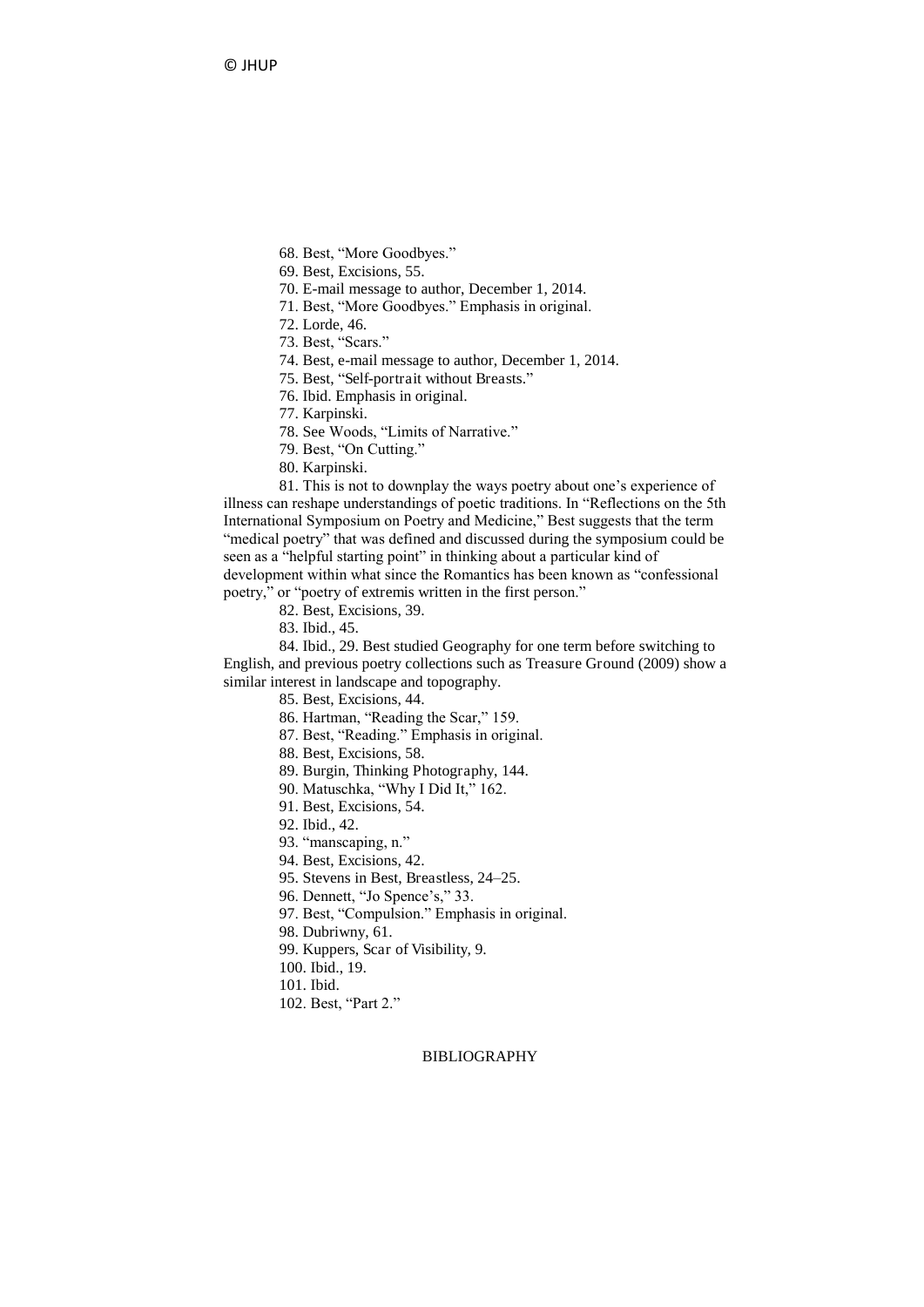68. Best, “More Goodbyes.”

69. Best, Excisions, 55.

70. E-mail message to author, December 1, 2014.

71. Best, “More Goodbyes.” Emphasis in original.

72. Lorde, 46.

73. Best, “Scars.”

74. Best, e-mail message to author, December 1, 2014.

75. Best, “Self-portrait without Breasts.”

76. Ibid. Emphasis in original.

77. Karpinski.

78. See Woods, “Limits of Narrative.”

79. Best, “On Cutting.”

80. Karpinski.

81. This is not to downplay the ways poetry about one’s experience of illness can reshape understandings of poetic traditions. In “Reflections on the 5th International Symposium on Poetry and Medicine,” Best suggests that the term “medical poetry” that was defined and discussed during the symposium could be seen as a “helpful starting point” in thinking about a particular kind of development within what since the Romantics has been known as “confessional poetry,” or “poetry of extremis written in the first person.”

82. Best, Excisions, 39.

83. Ibid., 45.

84. Ibid., 29. Best studied Geography for one term before switching to English, and previous poetry collections such as Treasure Ground (2009) show a similar interest in landscape and topography.

85. Best, Excisions, 44.

86. Hartman, “Reading the Scar,” 159.

87. Best, “Reading.” Emphasis in original.

88. Best, Excisions, 58.

89. Burgin, Thinking Photography, 144.

90. Matuschka, “Why I Did It,” 162.

91. Best, Excisions, 54.

92. Ibid., 42.

93. “manscaping, n.”

94. Best, Excisions, 42.

95. Stevens in Best, Breastless, 24–25.

96. Dennett, “Jo Spence’s,” 33.

97. Best, “Compulsion.” Emphasis in original.

98. Dubriwny, 61.

99. Kuppers, Scar of Visibility, 9.

100. Ibid., 19.

101. Ibid.

102. Best, “Part 2.”

## BIBLIOGRAPHY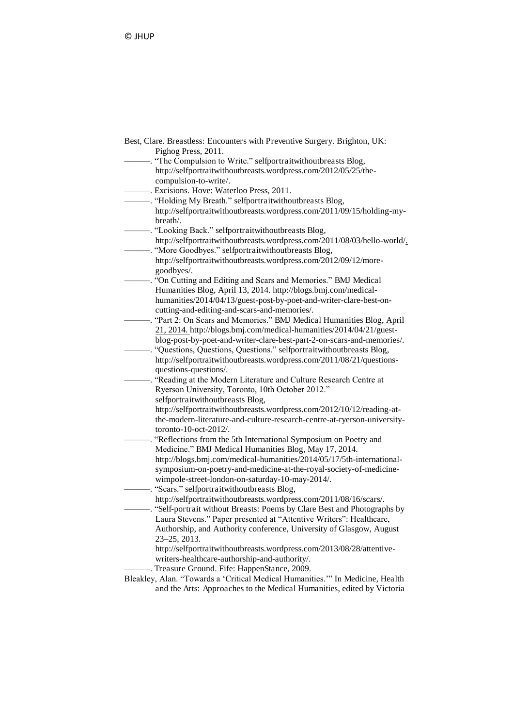Best, Clare. Breastless: Encounters with Preventive Surgery. Brighton, UK: Pighog Press, 2011.

———. "The Compulsion to Write." selfportraitwithoutbreasts Blog, http://selfportraitwithoutbreasts.wordpress.com/2012/05/25/the-compulsion-to-write/.

———. Excisions. Hove: Waterloo Press, 2011.

———. "Holding My Breath." selfportraitwithoutbreasts Blog, http://selfportraitwithoutbreasts.wordpress.com/2011/09/15/holding-my-breath/.

———. "Looking Back." selfportraitwithoutbreasts Blog, http://selfportraitwithoutbreasts.wordpress.com/2011/08/03/hello-world/.

———. "More Goodbyes." selfportraitwithoutbreasts Blog, http://selfportraitwithoutbreasts.wordpress.com/2012/09/12/more-goodbyes/.

———. "On Cutting and Editing and Scars and Memories." BMJ Medical Humanities Blog, April 13, 2014. http://blogs.bmj.com/medical-humanities/2014/04/13/guest-post-by-poet-and-writer-clare-best-on-cutting-and-editing-and-scars-and-memories/.

———. "Part 2: On Scars and Memories." BMJ Medical Humanities Blog, April 21, 2014. http://blogs.bmj.com/medical-humanities/2014/04/21/guest-blog-post-by-poet-and-writer-clare-best-part-2-on-scars-and-memories/.

———. "Questions, Questions, Questions." selfportraitwithoutbreasts Blog, http://selfportraitwithoutbreasts.wordpress.com/2011/08/21/questions-questions-questions/.

———. "Reading at the Modern Literature and Culture Research Centre at Ryerson University, Toronto, 10th October 2012." selfportraitwithoutbreasts Blog, http://selfportraitwithoutbreasts.wordpress.com/2012/10/12/reading-at-the-modern-literature-and-culture-research-centre-at-ryerson-university-toronto-10-oct-2012/.

———. "Reflections from the 5th International Symposium on Poetry and Medicine." BMJ Medical Humanities Blog, May 17, 2014. http://blogs.bmj.com/medical-humanities/2014/05/17/5th-international-symposium-on-poetry-and-medicine-at-the-royal-society-of-medicine-wimpole-street-london-on-saturday-10-may-2014/.

———. "Scars." selfportraitwithoutbreasts Blog, http://selfportraitwithoutbreasts.wordpress.com/2011/08/16/scars/.

———. "Self-portrait without Breasts: Poems by Clare Best and Photographs by Laura Stevens." Paper presented at "Attentive Writers": Healthcare, Authorship, and Authority conference, University of Glasgow, August 23–25, 2013. http://selfportraitwithoutbreasts.wordpress.com/2013/08/28/attentive-writers-healthcare-authorship-and-authority/.

———. Treasure Ground. Fife: HappenStance, 2009.

Bleakley, Alan. "Towards a 'Critical Medical Humanities.'" In Medicine, Health and the Arts: Approaches to the Medical Humanities, edited by Victoria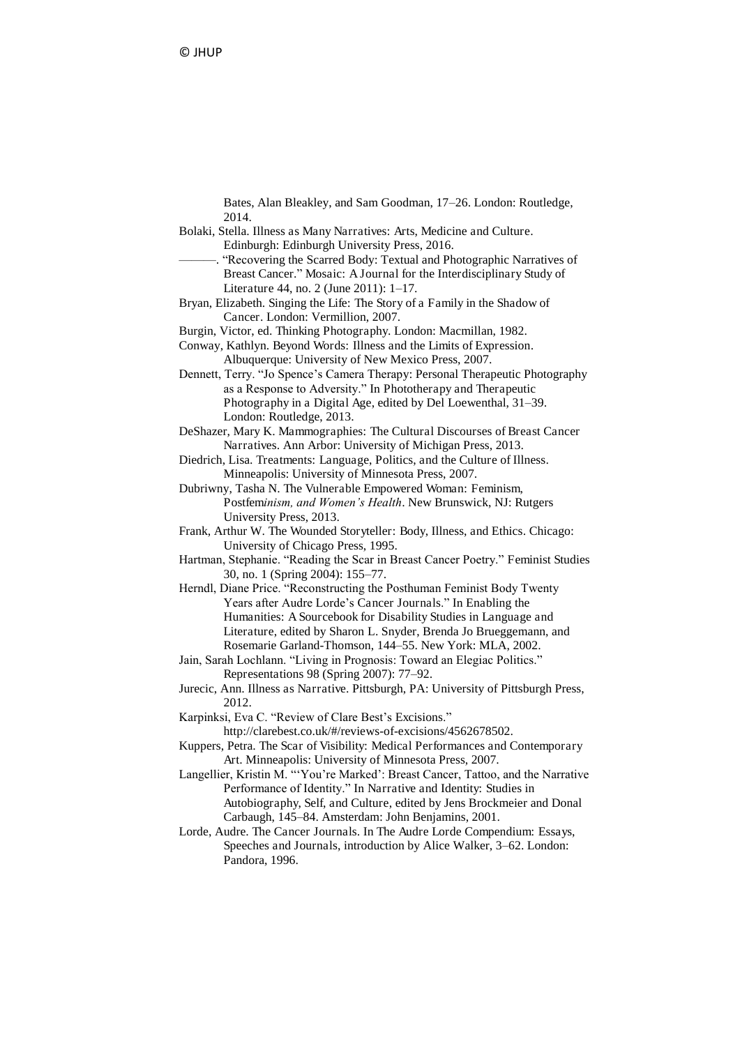Bates, Alan Bleakley, and Sam Goodman, 17–26. London: Routledge, 2014.

Bolaki, Stella. Illness as Many Narratives: Arts, Medicine and Culture. Edinburgh: Edinburgh University Press, 2016.

———. "Recovering the Scarred Body: Textual and Photographic Narratives of Breast Cancer." Mosaic: A Journal for the Interdisciplinary Study of Literature 44, no. 2 (June 2011): 1–17.

Bryan, Elizabeth. Singing the Life: The Story of a Family in the Shadow of Cancer. London: Vermillion, 2007.

Burgin, Victor, ed. Thinking Photography. London: Macmillan, 1982.

Conway, Kathlyn. Beyond Words: Illness and the Limits of Expression. Albuquerque: University of New Mexico Press, 2007.

Dennett, Terry. "Jo Spence's Camera Therapy: Personal Therapeutic Photography as a Response to Adversity." In Phototherapy and Therapeutic Photography in a Digital Age, edited by Del Loewenthal, 31–39. London: Routledge, 2013.

DeShazer, Mary K. Mammographies: The Cultural Discourses of Breast Cancer Narratives. Ann Arbor: University of Michigan Press, 2013.

Diedrich, Lisa. Treatments: Language, Politics, and the Culture of Illness. Minneapolis: University of Minnesota Press, 2007.

Dubriwny, Tasha N. The Vulnerable Empowered Woman: Feminism, Postfem*inism, and Women's Health*. New Brunswick, NJ: Rutgers University Press, 2013.

Frank, Arthur W. The Wounded Storyteller: Body, Illness, and Ethics. Chicago: University of Chicago Press, 1995.

Hartman, Stephanie. "Reading the Scar in Breast Cancer Poetry." Feminist Studies 30, no. 1 (Spring 2004): 155–77.

Herndl, Diane Price. "Reconstructing the Posthuman Feminist Body Twenty Years after Audre Lorde's Cancer Journals." In Enabling the Humanities: A Sourcebook for Disability Studies in Language and Literature, edited by Sharon L. Snyder, Brenda Jo Brueggemann, and Rosemarie Garland-Thomson, 144–55. New York: MLA, 2002.

Jain, Sarah Lochlann. "Living in Prognosis: Toward an Elegiac Politics." Representations 98 (Spring 2007): 77–92.

Jurecic, Ann. Illness as Narrative. Pittsburgh, PA: University of Pittsburgh Press, 2012.

Karpinksi, Eva C. "Review of Clare Best's Excisions." http://clarebest.co.uk/#/reviews-of-excisions/4562678502.

Kuppers, Petra. The Scar of Visibility: Medical Performances and Contemporary Art. Minneapolis: University of Minnesota Press, 2007.

Langellier, Kristin M. "'You're Marked': Breast Cancer, Tattoo, and the Narrative Performance of Identity." In Narrative and Identity: Studies in Autobiography, Self, and Culture, edited by Jens Brockmeier and Donal Carbaugh, 145–84. Amsterdam: John Benjamins, 2001.

Lorde, Audre. The Cancer Journals. In The Audre Lorde Compendium: Essays, Speeches and Journals, introduction by Alice Walker, 3–62. London: Pandora, 1996.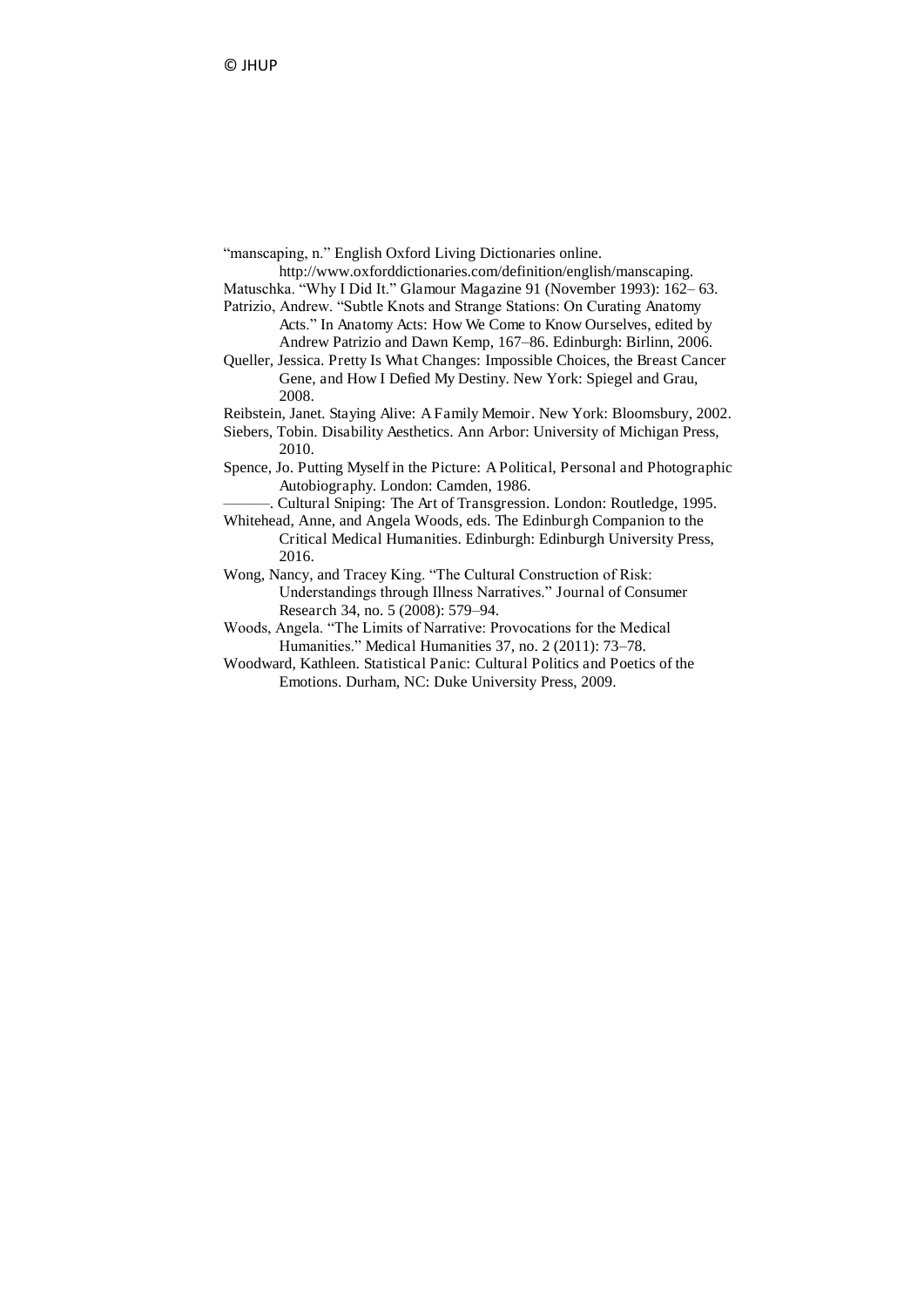"manscaping, n." English Oxford Living Dictionaries online. http://www.oxforddictionaries.com/definition/english/manscaping.

Matuschka. "Why I Did It." Glamour Magazine 91 (November 1993): 162– 63.

Patrizio, Andrew. "Subtle Knots and Strange Stations: On Curating Anatomy Acts." In Anatomy Acts: How We Come to Know Ourselves, edited by Andrew Patrizio and Dawn Kemp, 167–86. Edinburgh: Birlinn, 2006.

Queller, Jessica. Pretty Is What Changes: Impossible Choices, the Breast Cancer Gene, and How I Defied My Destiny. New York: Spiegel and Grau, 2008.

Reibstein, Janet. Staying Alive: A Family Memoir. New York: Bloomsbury, 2002.

Siebers, Tobin. Disability Aesthetics. Ann Arbor: University of Michigan Press, 2010.

Spence, Jo. Putting Myself in the Picture: A Political, Personal and Photographic Autobiography. London: Camden, 1986.

———. Cultural Sniping: The Art of Transgression. London: Routledge, 1995.

Whitehead, Anne, and Angela Woods, eds. The Edinburgh Companion to the Critical Medical Humanities. Edinburgh: Edinburgh University Press, 2016.

Wong, Nancy, and Tracey King. "The Cultural Construction of Risk: Understandings through Illness Narratives." Journal of Consumer Research 34, no. 5 (2008): 579–94.

Woods, Angela. "The Limits of Narrative: Provocations for the Medical Humanities." Medical Humanities 37, no. 2 (2011): 73–78.

Woodward, Kathleen. Statistical Panic: Cultural Politics and Poetics of the Emotions. Durham, NC: Duke University Press, 2009.